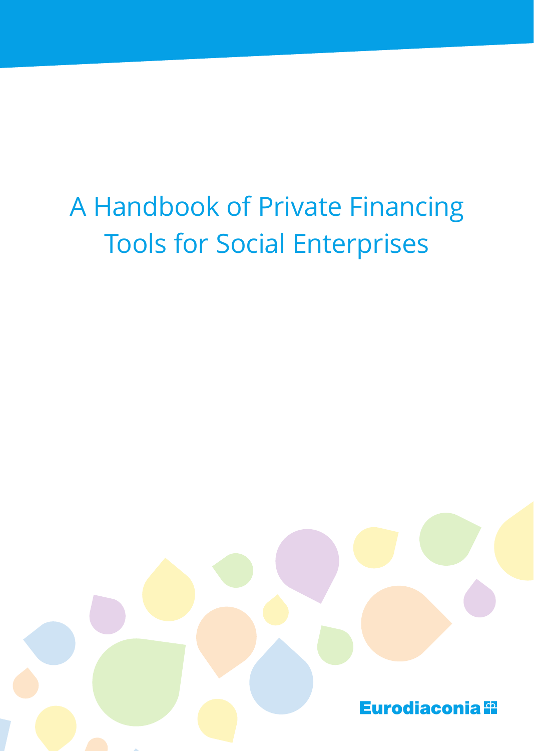# A Handbook of Private Financing Tools for Social Enterprises

Eurodiaconia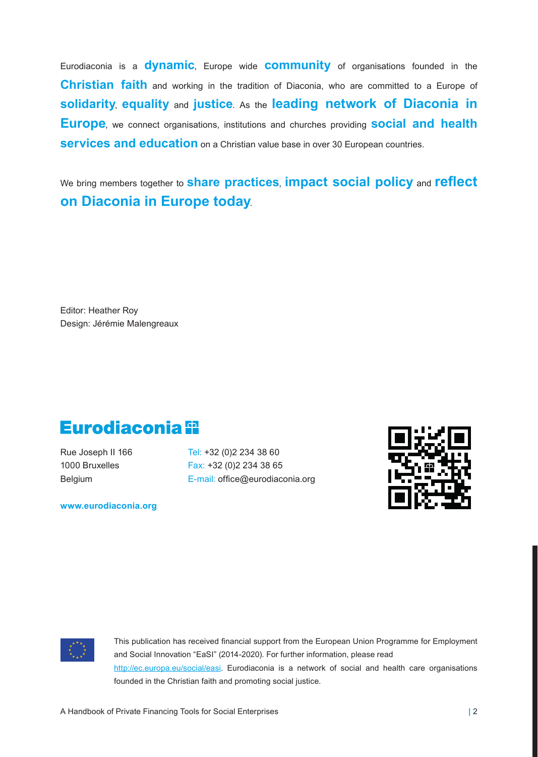Eurodiaconia is a **dynamic**, Europe wide **community** of organisations founded in the **Christian faith** and working in the tradition of Diaconia, who are committed to a Europe of **solidarity**, **equality** and **justice**. As the **leading network of Diaconia in Europe**, we connect organisations, institutions and churches providing **social and health services and education** on a Christian value base in over 30 European countries.

We bring members together to **share practices**, **impact social policy** and **reflect on Diaconia in Europe today**.

Editor: Heather Roy
Design: Jérémie Malengreaux

**Eurodiaconia**

Rue Joseph II 166
1000 Bruxelles
Belgium

Tel: +32 (0)2 234 38 60
Fax: +32 (0)2 234 38 65
E-mail: office@eurodiaconia.org

**www.eurodiaconia.org**

This publication has received financial support from the European Union Programme for Employment and Social Innovation "EaSI" (2014-2020). For further information, please read http://ec.europa.eu/social/easi. Eurodiaconia is a network of social and health care organisations founded in the Christian faith and promoting social justice.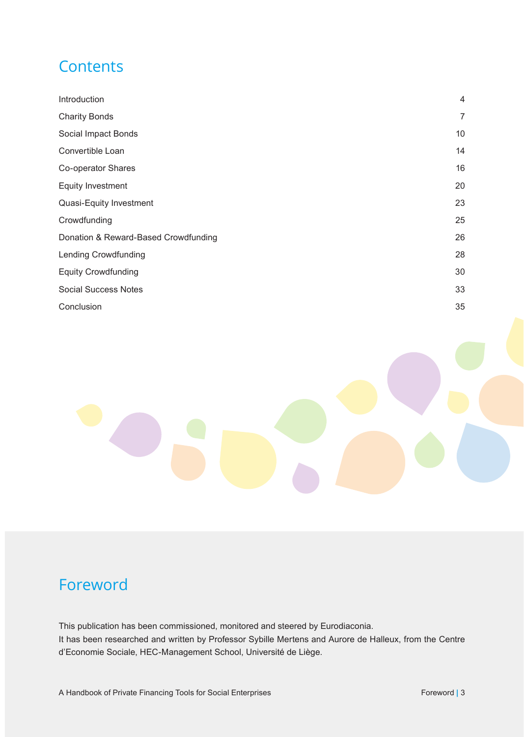## Contents

| | |
|---|---|
| Introduction | 4 |
| Charity Bonds | 7 |
| Social Impact Bonds | 10 |
| Convertible Loan | 14 |
| Co-operator Shares | 16 |
| Equity Investment | 20 |
| Quasi-Equity Investment | 23 |
| Crowdfunding | 25 |
| Donation & Reward-Based Crowdfunding | 26 |
| Lending Crowdfunding | 28 |
| Equity Crowdfunding | 30 |
| Social Success Notes | 33 |
| Conclusion | 35 |

## Foreword

This publication has been commissioned, monitored and steered by Eurodiaconia.
It has been researched and written by Professor Sybille Mertens and Aurore de Halleux, from the Centre d'Economie Sociale, HEC-Management School, Université de Liège.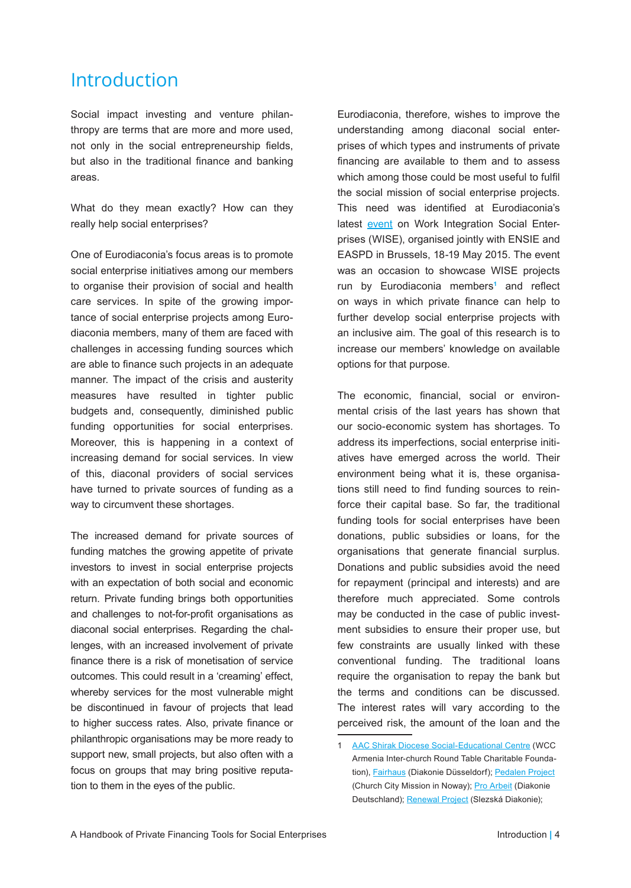# Introduction

Social impact investing and venture philanthropy are terms that are more and more used, not only in the social entrepreneurship fields, but also in the traditional finance and banking areas.

What do they mean exactly? How can they really help social enterprises?

One of Eurodiaconia's focus areas is to promote social enterprise initiatives among our members to organise their provision of social and health care services. In spite of the growing importance of social enterprise projects among Eurodiaconia members, many of them are faced with challenges in accessing funding sources which are able to finance such projects in an adequate manner. The impact of the crisis and austerity measures have resulted in tighter public budgets and, consequently, diminished public funding opportunities for social enterprises. Moreover, this is happening in a context of increasing demand for social services. In view of this, diaconal providers of social services have turned to private sources of funding as a way to circumvent these shortages.

The increased demand for private sources of funding matches the growing appetite of private investors to invest in social enterprise projects with an expectation of both social and economic return. Private funding brings both opportunities and challenges to not-for-profit organisations as diaconal social enterprises. Regarding the challenges, with an increased involvement of private finance there is a risk of monetisation of service outcomes. This could result in a 'creaming' effect, whereby services for the most vulnerable might be discontinued in favour of projects that lead to higher success rates. Also, private finance or philanthropic organisations may be more ready to support new, small projects, but also often with a focus on groups that may bring positive reputation to them in the eyes of the public.

Eurodiaconia, therefore, wishes to improve the understanding among diaconal social enterprises of which types and instruments of private financing are available to them and to assess which among those could be most useful to fulfil the social mission of social enterprise projects. This need was identified at Eurodiaconia's latest event on Work Integration Social Enterprises (WISE), organised jointly with ENSIE and EASPD in Brussels, 18-19 May 2015. The event was an occasion to showcase WISE projects run by Eurodiaconia members[1] and reflect on ways in which private finance can help to further develop social enterprise projects with an inclusive aim. The goal of this research is to increase our members' knowledge on available options for that purpose.

The economic, financial, social or environmental crisis of the last years has shown that our socio-economic system has shortages. To address its imperfections, social enterprise initiatives have emerged across the world. Their environment being what it is, these organisations still need to find funding sources to reinforce their capital base. So far, the traditional funding tools for social enterprises have been donations, public subsidies or loans, for the organisations that generate financial surplus. Donations and public subsidies avoid the need for repayment (principal and interests) and are therefore much appreciated. Some controls may be conducted in the case of public investment subsidies to ensure their proper use, but few constraints are usually linked with these conventional funding. The traditional loans require the organisation to repay the bank but the terms and conditions can be discussed. The interest rates will vary according to the perceived risk, the amount of the loan and the

---

1 AAC Shirak Diocese Social-Educational Centre (WCC Armenia Inter-church Round Table Charitable Foundation), Fairhaus (Diakonie Düsseldorf); Pedalen Project (Church City Mission in Noway); Pro Arbeit (Diakonie Deutschland); Renewal Project (Slezská Diakonie);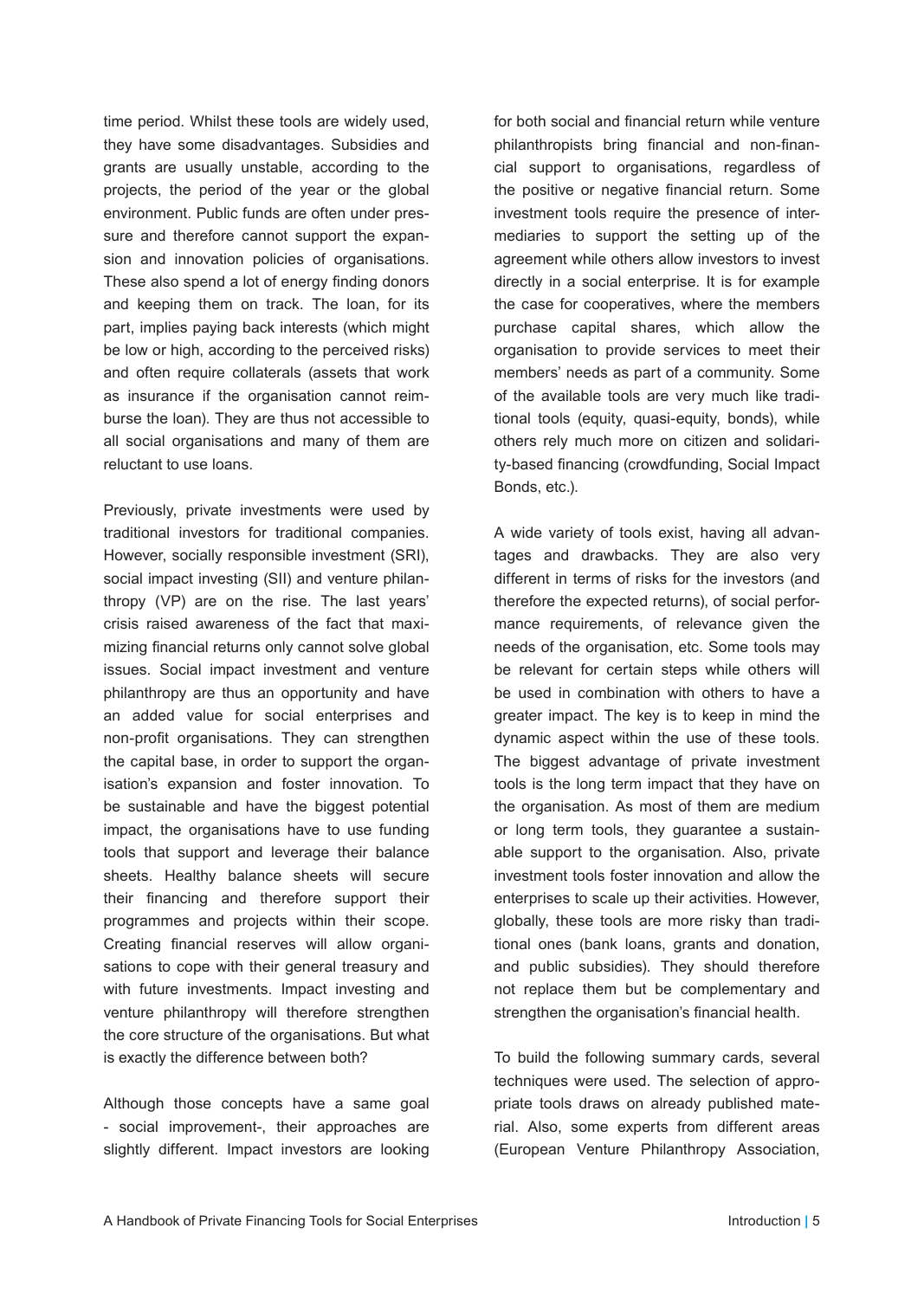time period. Whilst these tools are widely used, they have some disadvantages. Subsidies and grants are usually unstable, according to the projects, the period of the year or the global environment. Public funds are often under pressure and therefore cannot support the expansion and innovation policies of organisations. These also spend a lot of energy finding donors and keeping them on track. The loan, for its part, implies paying back interests (which might be low or high, according to the perceived risks) and often require collaterals (assets that work as insurance if the organisation cannot reimburse the loan). They are thus not accessible to all social organisations and many of them are reluctant to use loans.

Previously, private investments were used by traditional investors for traditional companies. However, socially responsible investment (SRI), social impact investing (SII) and venture philanthropy (VP) are on the rise. The last years' crisis raised awareness of the fact that maximizing financial returns only cannot solve global issues. Social impact investment and venture philanthropy are thus an opportunity and have an added value for social enterprises and non-profit organisations. They can strengthen the capital base, in order to support the organisation's expansion and foster innovation. To be sustainable and have the biggest potential impact, the organisations have to use funding tools that support and leverage their balance sheets. Healthy balance sheets will secure their financing and therefore support their programmes and projects within their scope. Creating financial reserves will allow organisations to cope with their general treasury and with future investments. Impact investing and venture philanthropy will therefore strengthen the core structure of the organisations. But what is exactly the difference between both?

Although those concepts have a same goal - social improvement-, their approaches are slightly different. Impact investors are looking for both social and financial return while venture philanthropists bring financial and non-financial support to organisations, regardless of the positive or negative financial return. Some investment tools require the presence of intermediaries to support the setting up of the agreement while others allow investors to invest directly in a social enterprise. It is for example the case for cooperatives, where the members purchase capital shares, which allow the organisation to provide services to meet their members' needs as part of a community. Some of the available tools are very much like traditional tools (equity, quasi-equity, bonds), while others rely much more on citizen and solidarity-based financing (crowdfunding, Social Impact Bonds, etc.).

A wide variety of tools exist, having all advantages and drawbacks. They are also very different in terms of risks for the investors (and therefore the expected returns), of social performance requirements, of relevance given the needs of the organisation, etc. Some tools may be relevant for certain steps while others will be used in combination with others to have a greater impact. The key is to keep in mind the dynamic aspect within the use of these tools. The biggest advantage of private investment tools is the long term impact that they have on the organisation. As most of them are medium or long term tools, they guarantee a sustainable support to the organisation. Also, private investment tools foster innovation and allow the enterprises to scale up their activities. However, globally, these tools are more risky than traditional ones (bank loans, grants and donation, and public subsidies). They should therefore not replace them but be complementary and strengthen the organisation's financial health.

To build the following summary cards, several techniques were used. The selection of appropriate tools draws on already published material. Also, some experts from different areas (European Venture Philanthropy Association,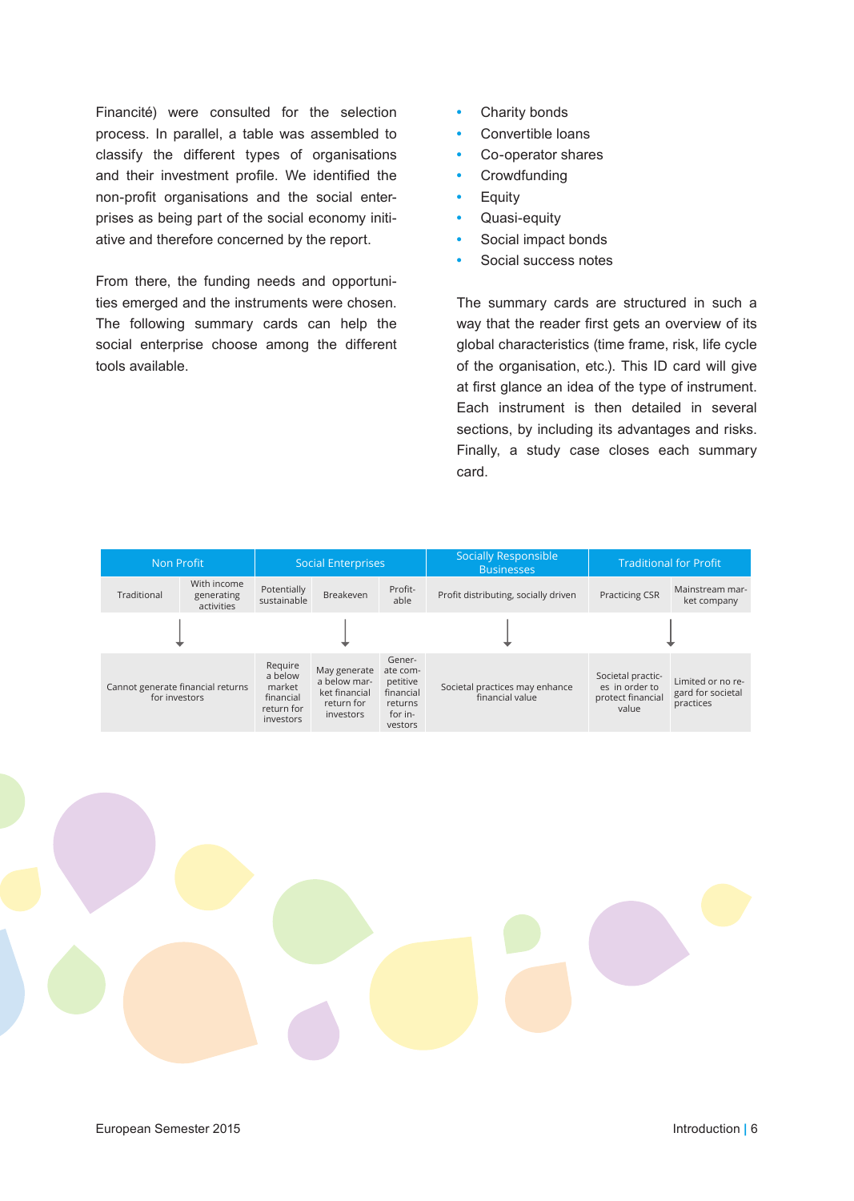Financité) were consulted for the selection process. In parallel, a table was assembled to classify the different types of organisations and their investment profile. We identified the non-profit organisations and the social enterprises as being part of the social economy initiative and therefore concerned by the report.

From there, the funding needs and opportunities emerged and the instruments were chosen. The following summary cards can help the social enterprise choose among the different tools available.

- Charity bonds
- Convertible loans
- Co-operator shares
- Crowdfunding
- Equity
- Quasi-equity
- Social impact bonds
- Social success notes

The summary cards are structured in such a way that the reader first gets an overview of its global characteristics (time frame, risk, life cycle of the organisation, etc.). This ID card will give at first glance an idea of the type of instrument. Each instrument is then detailed in several sections, by including its advantages and risks. Finally, a study case closes each summary card.

| Non Profit | | Social Enterprises | | | Socially Responsible Businesses | Traditional for Profit | |
|---|---|---|---|---|---|---|---|
| Traditional | With income generating activities | Potentially sustainable | Breakeven | Profitable | Profit distributing, socially driven | Practicing CSR | Mainstream market company |
| Cannot generate financial returns for investors | | Require a below market financial return for investors | May generate a below market financial return for investors | Generate competitive financial returns for investors | Societal practices may enhance financial value | Societal practices in order to protect financial value | Limited or no regard for societal practices |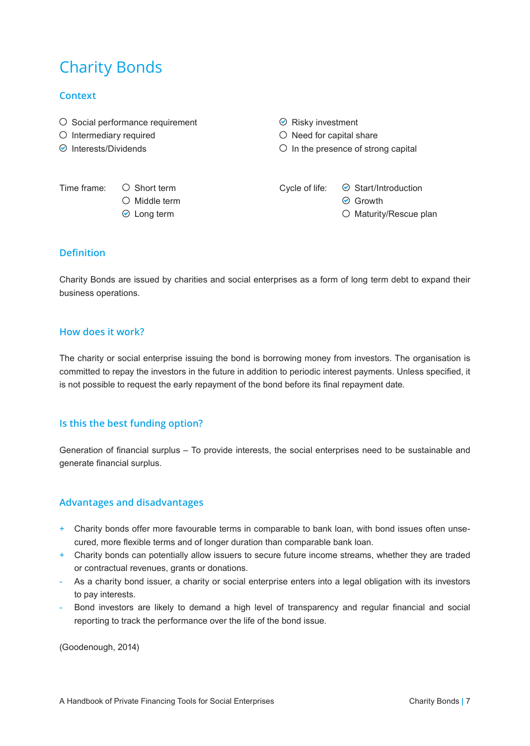# Charity Bonds

## Context

- [ ] Social performance requirement
- [ ] Intermediary required
- [x] Interests/Dividends
- [x] Risky investment
- [ ] Need for capital share
- [ ] In the presence of strong capital

Time frame:

- [ ] Short term
- [ ] Middle term
- [x] Long term

Cycle of life:

- [x] Start/Introduction
- [x] Growth
- [ ] Maturity/Rescue plan

## Definition

Charity Bonds are issued by charities and social enterprises as a form of long term debt to expand their business operations.

## How does it work?

The charity or social enterprise issuing the bond is borrowing money from investors. The organisation is committed to repay the investors in the future in addition to periodic interest payments. Unless specified, it is not possible to request the early repayment of the bond before its final repayment date.

## Is this the best funding option?

Generation of financial surplus – To provide interests, the social enterprises need to be sustainable and generate financial surplus.

## Advantages and disadvantages

+ Charity bonds offer more favourable terms in comparable to bank loan, with bond issues often unsecured, more flexible terms and of longer duration than comparable bank loan.
+ Charity bonds can potentially allow issuers to secure future income streams, whether they are traded or contractual revenues, grants or donations.
- As a charity bond issuer, a charity or social enterprise enters into a legal obligation with its investors to pay interests.
- Bond investors are likely to demand a high level of transparency and regular financial and social reporting to track the performance over the life of the bond issue.

(Goodenough, 2014)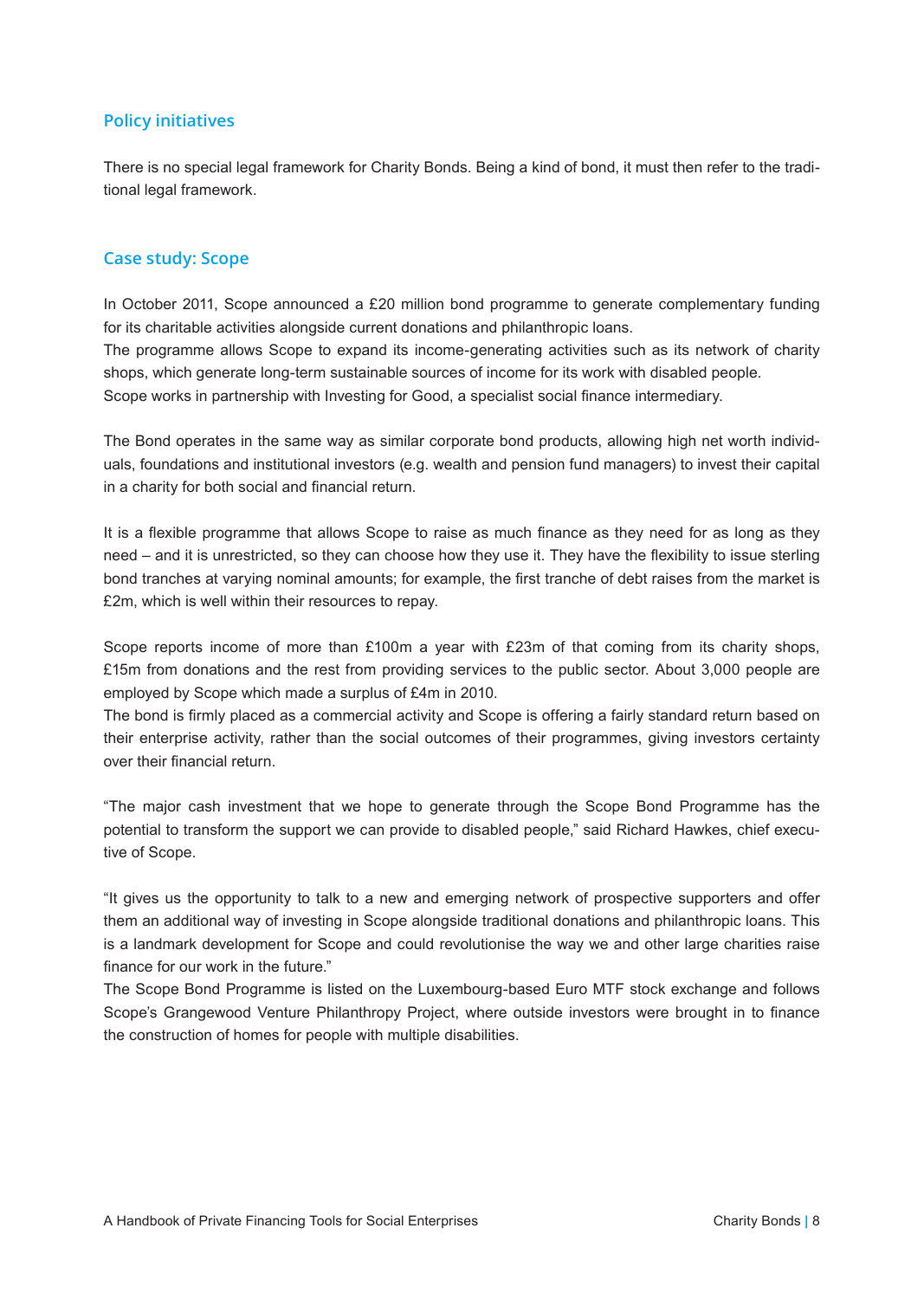## Policy initiatives

There is no special legal framework for Charity Bonds. Being a kind of bond, it must then refer to the traditional legal framework.

## Case study: Scope

In October 2011, Scope announced a £20 million bond programme to generate complementary funding for its charitable activities alongside current donations and philanthropic loans.
The programme allows Scope to expand its income-generating activities such as its network of charity shops, which generate long-term sustainable sources of income for its work with disabled people.
Scope works in partnership with Investing for Good, a specialist social finance intermediary.

The Bond operates in the same way as similar corporate bond products, allowing high net worth individuals, foundations and institutional investors (e.g. wealth and pension fund managers) to invest their capital in a charity for both social and financial return.

It is a flexible programme that allows Scope to raise as much finance as they need for as long as they need – and it is unrestricted, so they can choose how they use it. They have the flexibility to issue sterling bond tranches at varying nominal amounts; for example, the first tranche of debt raises from the market is £2m, which is well within their resources to repay.

Scope reports income of more than £100m a year with £23m of that coming from its charity shops, £15m from donations and the rest from providing services to the public sector. About 3,000 people are employed by Scope which made a surplus of £4m in 2010.
The bond is firmly placed as a commercial activity and Scope is offering a fairly standard return based on their enterprise activity, rather than the social outcomes of their programmes, giving investors certainty over their financial return.

"The major cash investment that we hope to generate through the Scope Bond Programme has the potential to transform the support we can provide to disabled people," said Richard Hawkes, chief executive of Scope.

"It gives us the opportunity to talk to a new and emerging network of prospective supporters and offer them an additional way of investing in Scope alongside traditional donations and philanthropic loans. This is a landmark development for Scope and could revolutionise the way we and other large charities raise finance for our work in the future."
The Scope Bond Programme is listed on the Luxembourg-based Euro MTF stock exchange and follows Scope's Grangewood Venture Philanthropy Project, where outside investors were brought in to finance the construction of homes for people with multiple disabilities.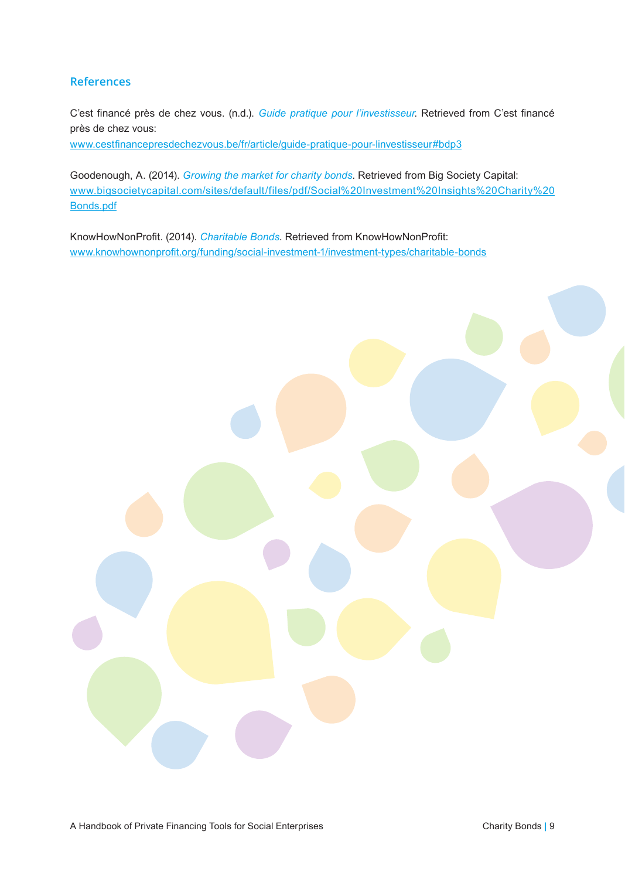## References

C'est financé près de chez vous. (n.d.). *Guide pratique pour l'investisseur*. Retrieved from C'est financé près de chez vous:
www.cestfinancepresdechezvous.be/fr/article/guide-pratique-pour-linvestisseur#bdp3

Goodenough, A. (2014). *Growing the market for charity bonds*. Retrieved from Big Society Capital:
www.bigsocietycapital.com/sites/default/files/pdf/Social%20Investment%20Insights%20Charity%20Bonds.pdf

KnowHowNonProfit. (2014). *Charitable Bonds*. Retrieved from KnowHowNonProfit:
www.knowhownonprofit.org/funding/social-investment-1/investment-types/charitable-bonds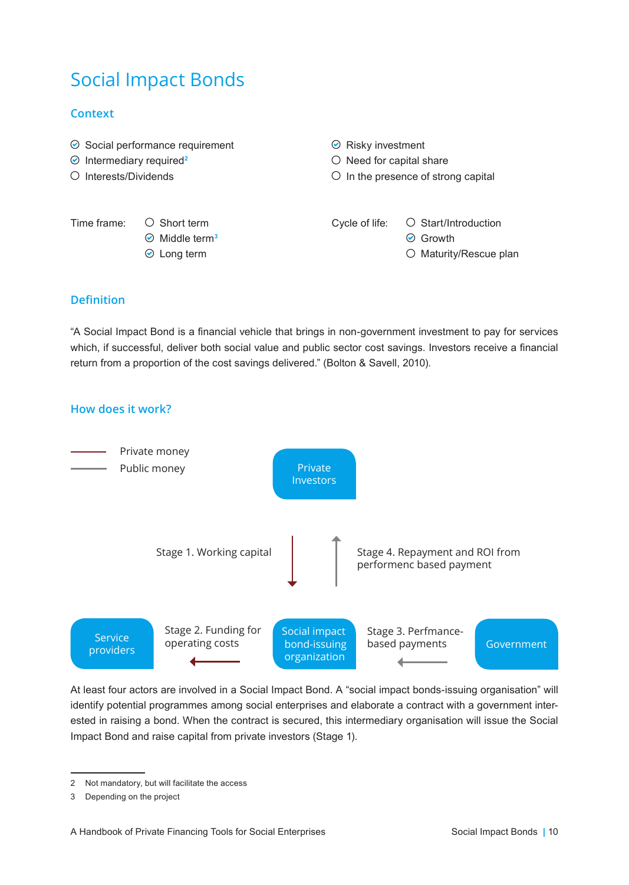# Social Impact Bonds

## Context

- ☑ Social performance requirement
- ☑ Intermediary required[2]
- ○ Interests/Dividends
- ☑ Risky investment
- ○ Need for capital share
- ○ In the presence of strong capital

Time frame:
- ○ Short term
- ☑ Middle term[3]
- ☑ Long term

Cycle of life:
- ○ Start/Introduction
- ☑ Growth
- ○ Maturity/Rescue plan

## Definition

"A Social Impact Bond is a financial vehicle that brings in non-government investment to pay for services which, if successful, deliver both social value and public sector cost savings. Investors receive a financial return from a proportion of the cost savings delivered." (Bolton & Savell, 2010).

## How does it work?

Private money
Public money

Private Investors

Stage 1. Working capital

Stage 4. Repayment and ROI from performenc based payment

Service providers

Stage 2. Funding for operating costs

Social impact bond-issuing organization

Stage 3. Perfmance-based payments

Government

At least four actors are involved in a Social Impact Bond. A "social impact bonds-issuing organisation" will identify potential programmes among social enterprises and elaborate a contract with a government interested in raising a bond. When the contract is secured, this intermediary organisation will issue the Social Impact Bond and raise capital from private investors (Stage 1).

---

2 Not mandatory, but will facilitate the access

3 Depending on the project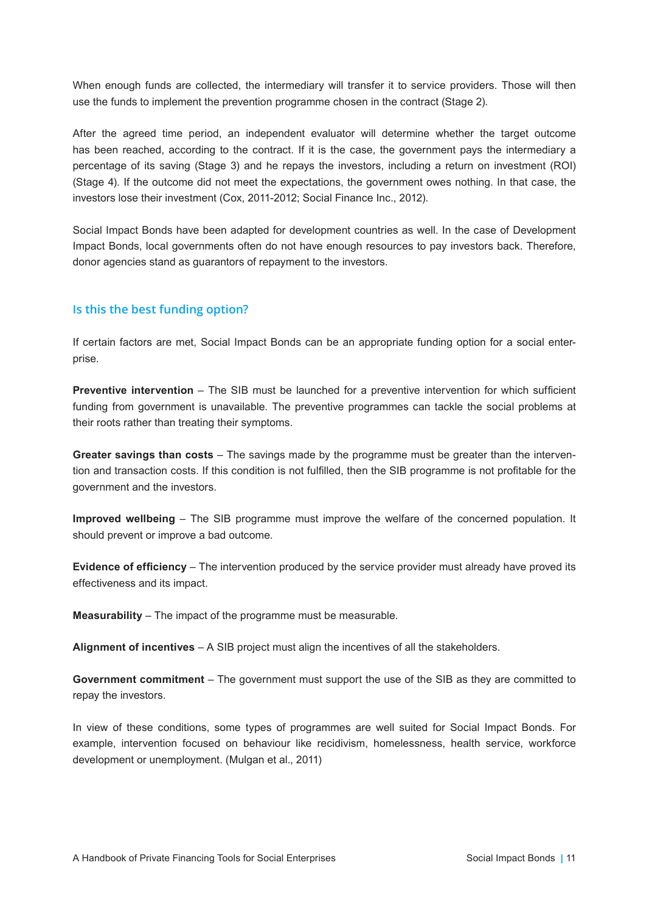When enough funds are collected, the intermediary will transfer it to service providers. Those will then use the funds to implement the prevention programme chosen in the contract (Stage 2).

After the agreed time period, an independent evaluator will determine whether the target outcome has been reached, according to the contract. If it is the case, the government pays the intermediary a percentage of its saving (Stage 3) and he repays the investors, including a return on investment (ROI) (Stage 4). If the outcome did not meet the expectations, the government owes nothing. In that case, the investors lose their investment (Cox, 2011-2012; Social Finance Inc., 2012).

Social Impact Bonds have been adapted for development countries as well. In the case of Development Impact Bonds, local governments often do not have enough resources to pay investors back. Therefore, donor agencies stand as guarantors of repayment to the investors.

## Is this the best funding option?

If certain factors are met, Social Impact Bonds can be an appropriate funding option for a social enterprise.

**Preventive intervention** – The SIB must be launched for a preventive intervention for which sufficient funding from government is unavailable. The preventive programmes can tackle the social problems at their roots rather than treating their symptoms.

**Greater savings than costs** – The savings made by the programme must be greater than the intervention and transaction costs. If this condition is not fulfilled, then the SIB programme is not profitable for the government and the investors.

**Improved wellbeing** – The SIB programme must improve the welfare of the concerned population. It should prevent or improve a bad outcome.

**Evidence of efficiency** – The intervention produced by the service provider must already have proved its effectiveness and its impact.

**Measurability** – The impact of the programme must be measurable.

**Alignment of incentives** – A SIB project must align the incentives of all the stakeholders.

**Government commitment** – The government must support the use of the SIB as they are committed to repay the investors.

In view of these conditions, some types of programmes are well suited for Social Impact Bonds. For example, intervention focused on behaviour like recidivism, homelessness, health service, workforce development or unemployment. (Mulgan et al., 2011)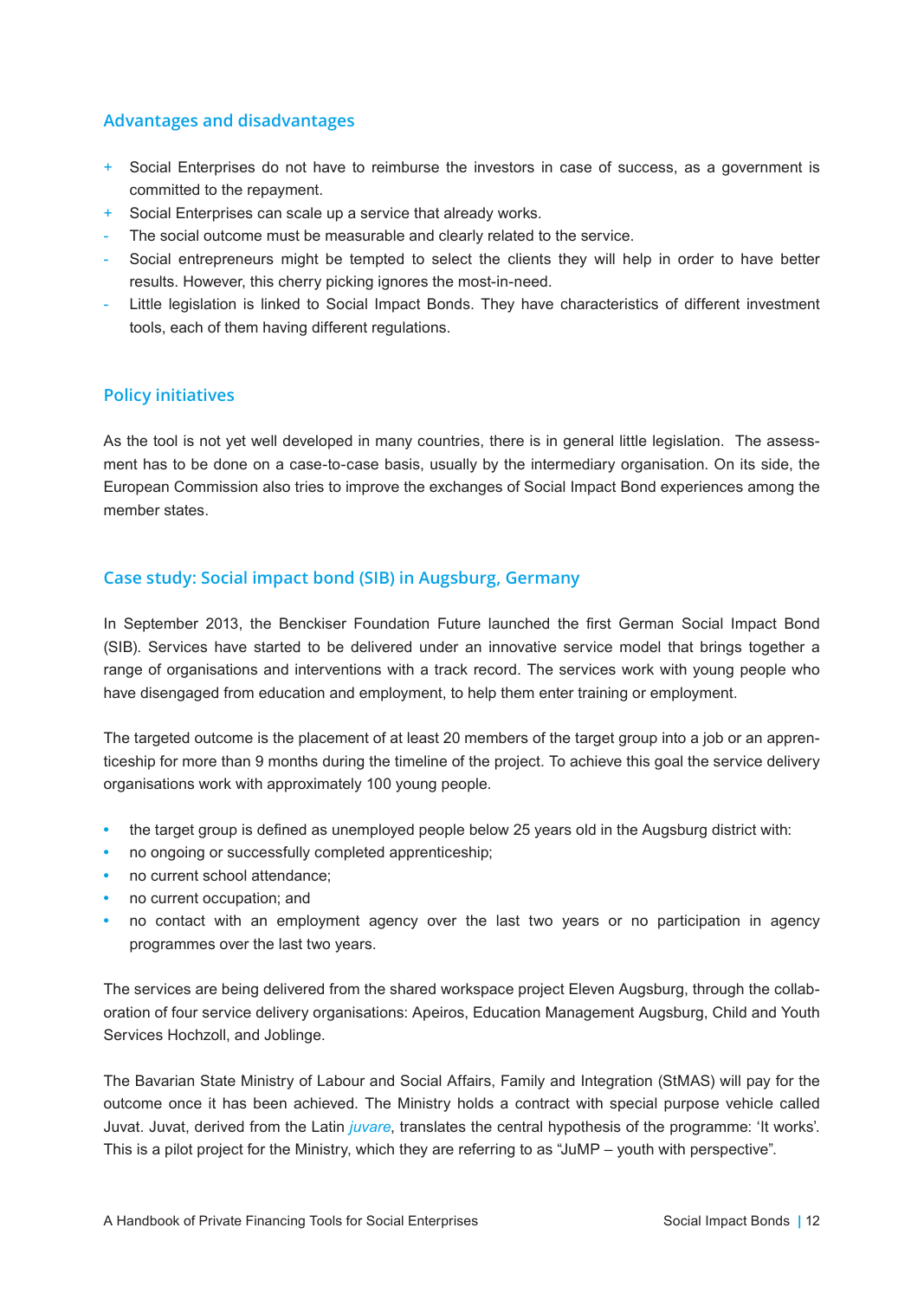## Advantages and disadvantages

+ Social Enterprises do not have to reimburse the investors in case of success, as a government is committed to the repayment.
+ Social Enterprises can scale up a service that already works.
- The social outcome must be measurable and clearly related to the service.
- Social entrepreneurs might be tempted to select the clients they will help in order to have better results. However, this cherry picking ignores the most-in-need.
- Little legislation is linked to Social Impact Bonds. They have characteristics of different investment tools, each of them having different regulations.

## Policy initiatives

As the tool is not yet well developed in many countries, there is in general little legislation. The assessment has to be done on a case-to-case basis, usually by the intermediary organisation. On its side, the European Commission also tries to improve the exchanges of Social Impact Bond experiences among the member states.

## Case study: Social impact bond (SIB) in Augsburg, Germany

In September 2013, the Benckiser Foundation Future launched the first German Social Impact Bond (SIB). Services have started to be delivered under an innovative service model that brings together a range of organisations and interventions with a track record. The services work with young people who have disengaged from education and employment, to help them enter training or employment.

The targeted outcome is the placement of at least 20 members of the target group into a job or an apprenticeship for more than 9 months during the timeline of the project. To achieve this goal the service delivery organisations work with approximately 100 young people.

- the target group is defined as unemployed people below 25 years old in the Augsburg district with:
- no ongoing or successfully completed apprenticeship;
- no current school attendance;
- no current occupation; and
- no contact with an employment agency over the last two years or no participation in agency programmes over the last two years.

The services are being delivered from the shared workspace project Eleven Augsburg, through the collaboration of four service delivery organisations: Apeiros, Education Management Augsburg, Child and Youth Services Hochzoll, and Joblinge.

The Bavarian State Ministry of Labour and Social Affairs, Family and Integration (StMAS) will pay for the outcome once it has been achieved. The Ministry holds a contract with special purpose vehicle called Juvat. Juvat, derived from the Latin *juvare*, translates the central hypothesis of the programme: 'It works'. This is a pilot project for the Ministry, which they are referring to as "JuMP – youth with perspective".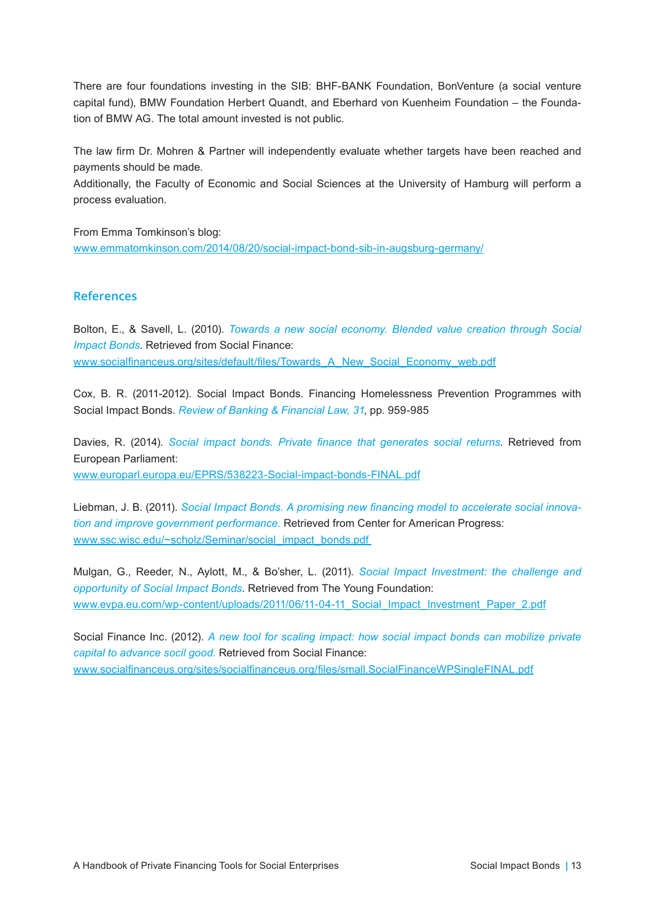There are four foundations investing in the SIB: BHF-BANK Foundation, BonVenture (a social venture capital fund), BMW Foundation Herbert Quandt, and Eberhard von Kuenheim Foundation – the Foundation of BMW AG. The total amount invested is not public.

The law firm Dr. Mohren & Partner will independently evaluate whether targets have been reached and payments should be made.
Additionally, the Faculty of Economic and Social Sciences at the University of Hamburg will perform a process evaluation.

From Emma Tomkinson's blog:
www.emmatomkinson.com/2014/08/20/social-impact-bond-sib-in-augsburg-germany/

## References

Bolton, E., & Savell, L. (2010). *Towards a new social economy. Blended value creation through Social Impact Bonds*. Retrieved from Social Finance:
www.socialfinanceus.org/sites/default/files/Towards_A_New_Social_Economy_web.pdf

Cox, B. R. (2011-2012). Social Impact Bonds. Financing Homelessness Prevention Programmes with Social Impact Bonds. *Review of Banking & Financial Law, 31*, pp. 959-985

Davies, R. (2014). *Social impact bonds. Private finance that generates social returns*. Retrieved from European Parliament:
www.europarl.europa.eu/EPRS/538223-Social-impact-bonds-FINAL.pdf

Liebman, J. B. (2011). *Social Impact Bonds. A promising new financing model to accelerate social innovation and improve government performance.* Retrieved from Center for American Progress:
www.ssc.wisc.edu/~scholz/Seminar/social_impact_bonds.pdf

Mulgan, G., Reeder, N., Aylott, M., & Bo'sher, L. (2011). *Social Impact Investment: the challenge and opportunity of Social Impact Bonds*. Retrieved from The Young Foundation:
www.evpa.eu.com/wp-content/uploads/2011/06/11-04-11_Social_Impact_Investment_Paper_2.pdf

Social Finance Inc. (2012). *A new tool for scaling impact: how social impact bonds can mobilize private capital to advance socil good.* Retrieved from Social Finance:
www.socialfinanceus.org/sites/socialfinanceus.org/files/small.SocialFinanceWPSingleFINAL.pdf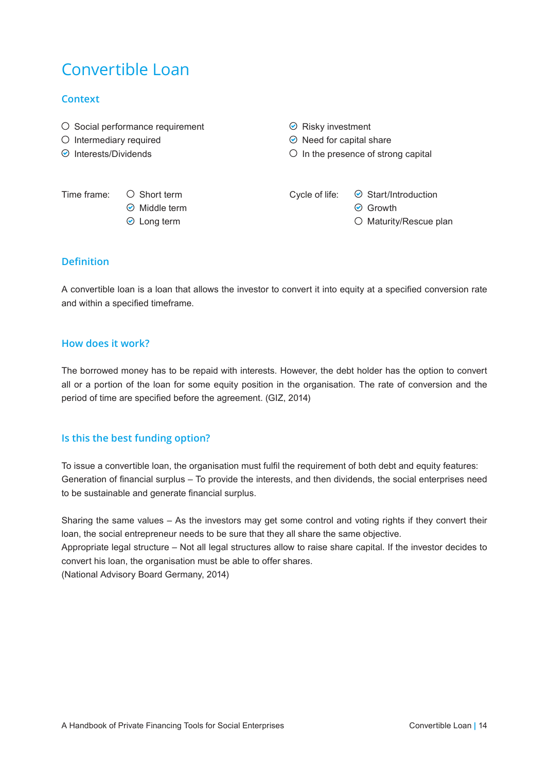# Convertible Loan

## Context

- ○ Social performance requirement
- ○ Intermediary required
- ☑ Interests/Dividends
- ☑ Risky investment
- ☑ Need for capital share
- ○ In the presence of strong capital

Time frame:

- ○ Short term
- ☑ Middle term
- ☑ Long term

Cycle of life:

- ☑ Start/Introduction
- ☑ Growth
- ○ Maturity/Rescue plan

## Definition

A convertible loan is a loan that allows the investor to convert it into equity at a specified conversion rate and within a specified timeframe.

## How does it work?

The borrowed money has to be repaid with interests. However, the debt holder has the option to convert all or a portion of the loan for some equity position in the organisation. The rate of conversion and the period of time are specified before the agreement. (GIZ, 2014)

## Is this the best funding option?

To issue a convertible loan, the organisation must fulfil the requirement of both debt and equity features:
Generation of financial surplus – To provide the interests, and then dividends, the social enterprises need to be sustainable and generate financial surplus.

Sharing the same values – As the investors may get some control and voting rights if they convert their loan, the social entrepreneur needs to be sure that they all share the same objective.
Appropriate legal structure – Not all legal structures allow to raise share capital. If the investor decides to convert his loan, the organisation must be able to offer shares.
(National Advisory Board Germany, 2014)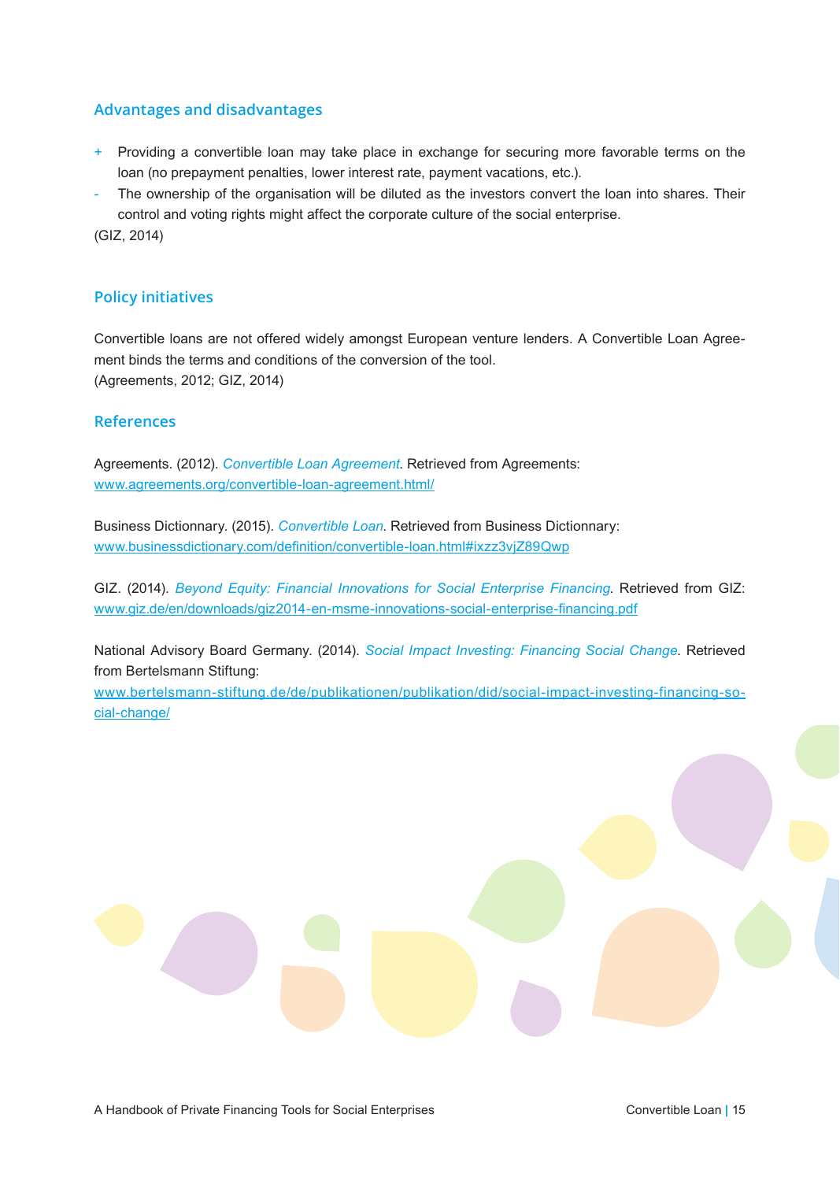## Advantages and disadvantages

+ Providing a convertible loan may take place in exchange for securing more favorable terms on the loan (no prepayment penalties, lower interest rate, payment vacations, etc.).
- The ownership of the organisation will be diluted as the investors convert the loan into shares. Their control and voting rights might affect the corporate culture of the social enterprise.

(GIZ, 2014)

## Policy initiatives

Convertible loans are not offered widely amongst European venture lenders. A Convertible Loan Agreement binds the terms and conditions of the conversion of the tool.
(Agreements, 2012; GIZ, 2014)

## References

Agreements. (2012). *Convertible Loan Agreement*. Retrieved from Agreements:
www.agreements.org/convertible-loan-agreement.html/

Business Dictionary. (2015). *Convertible Loan*. Retrieved from Business Dictionnary:
www.businessdictionary.com/definition/convertible-loan.html#ixzz3vjZ89Qwp

GIZ. (2014). *Beyond Equity: Financial Innovations for Social Enterprise Financing*. Retrieved from GIZ:
www.giz.de/en/downloads/giz2014-en-msme-innovations-social-enterprise-financing.pdf

National Advisory Board Germany. (2014). *Social Impact Investing: Financing Social Change*. Retrieved from Bertelsmann Stiftung:
www.bertelsmann-stiftung.de/de/publikationen/publikation/did/social-impact-investing-financing-social-change/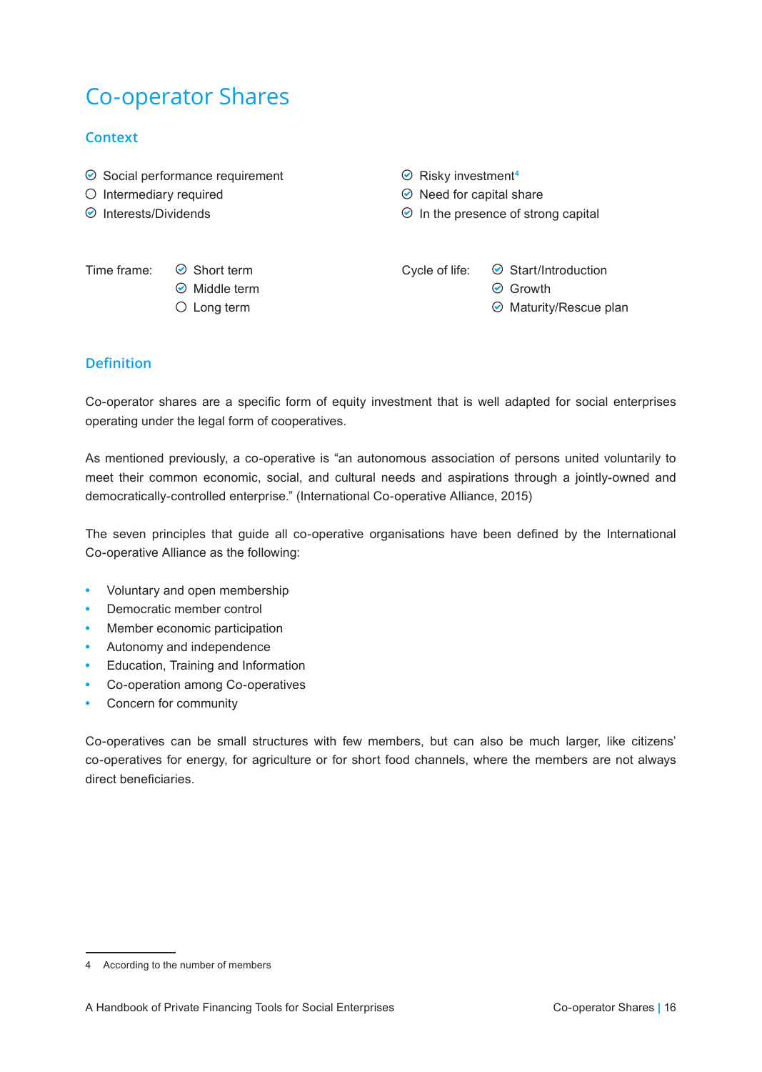# Co-operator Shares

## Context

- ☑ Social performance requirement
- ☐ Intermediary required
- ☑ Interests/Dividends
- ☑ Risky investment[4]
- ☑ Need for capital share
- ☑ In the presence of strong capital

Time frame:
- ☑ Short term
- ☑ Middle term
- ☐ Long term

Cycle of life:
- ☑ Start/Introduction
- ☑ Growth
- ☑ Maturity/Rescue plan

## Definition

Co-operator shares are a specific form of equity investment that is well adapted for social enterprises operating under the legal form of cooperatives.

As mentioned previously, a co-operative is "an autonomous association of persons united voluntarily to meet their common economic, social, and cultural needs and aspirations through a jointly-owned and democratically-controlled enterprise." (International Co-operative Alliance, 2015)

The seven principles that guide all co-operative organisations have been defined by the International Co-operative Alliance as the following:

- Voluntary and open membership
- Democratic member control
- Member economic participation
- Autonomy and independence
- Education, Training and Information
- Co-operation among Co-operatives
- Concern for community

Co-operatives can be small structures with few members, but can also be much larger, like citizens' co-operatives for energy, for agriculture or for short food channels, where the members are not always direct beneficiaries.

4 According to the number of members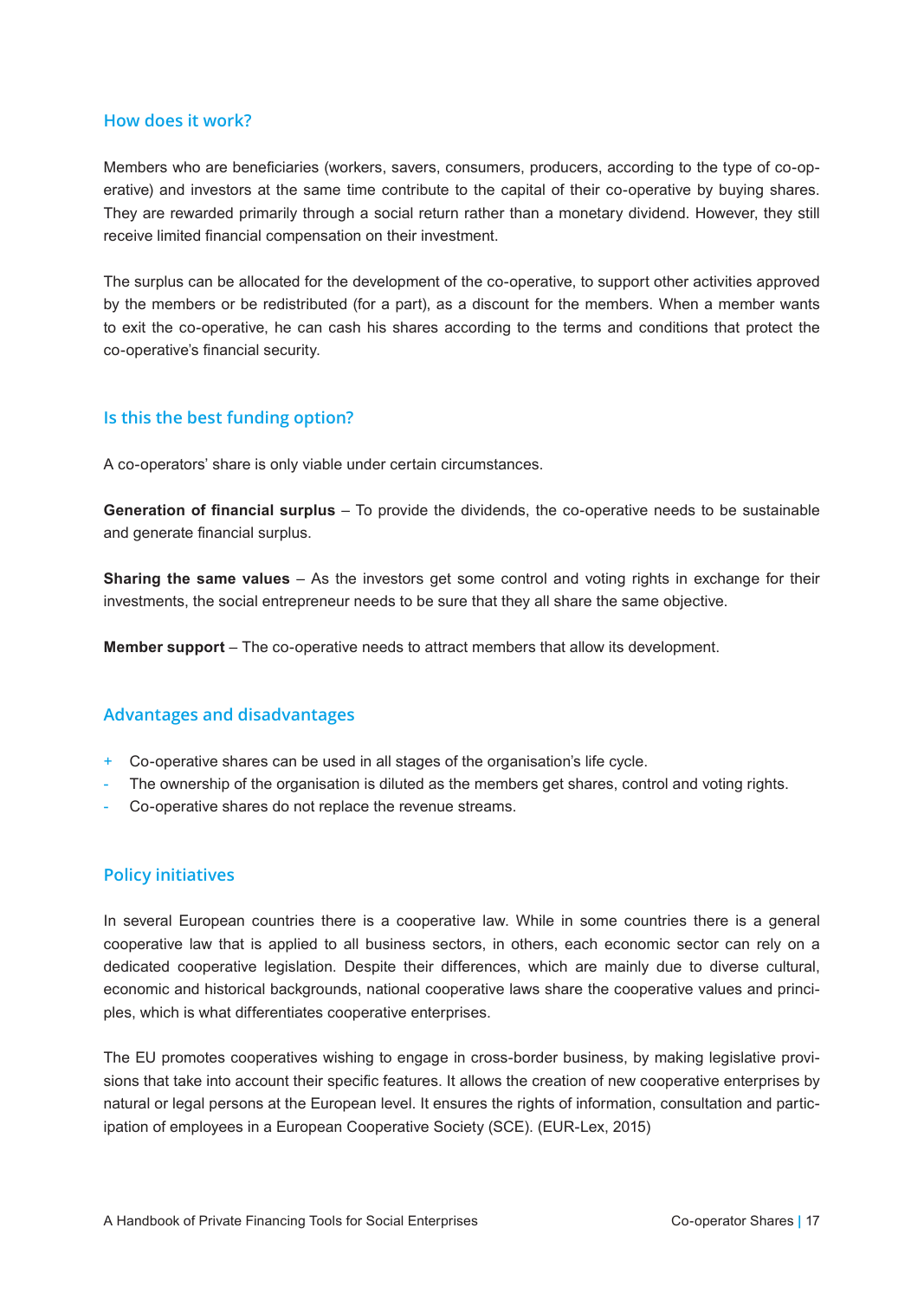## How does it work?

Members who are beneficiaries (workers, savers, consumers, producers, according to the type of co-operative) and investors at the same time contribute to the capital of their co-operative by buying shares. They are rewarded primarily through a social return rather than a monetary dividend. However, they still receive limited financial compensation on their investment.

The surplus can be allocated for the development of the co-operative, to support other activities approved by the members or be redistributed (for a part), as a discount for the members. When a member wants to exit the co-operative, he can cash his shares according to the terms and conditions that protect the co-operative's financial security.

## Is this the best funding option?

A co-operators' share is only viable under certain circumstances.

**Generation of financial surplus** – To provide the dividends, the co-operative needs to be sustainable and generate financial surplus.

**Sharing the same values** – As the investors get some control and voting rights in exchange for their investments, the social entrepreneur needs to be sure that they all share the same objective.

**Member support** – The co-operative needs to attract members that allow its development.

## Advantages and disadvantages

- \+ Co-operative shares can be used in all stages of the organisation's life cycle.
- \- The ownership of the organisation is diluted as the members get shares, control and voting rights.
- \- Co-operative shares do not replace the revenue streams.

## Policy initiatives

In several European countries there is a cooperative law. While in some countries there is a general cooperative law that is applied to all business sectors, in others, each economic sector can rely on a dedicated cooperative legislation. Despite their differences, which are mainly due to diverse cultural, economic and historical backgrounds, national cooperative laws share the cooperative values and principles, which is what differentiates cooperative enterprises.

The EU promotes cooperatives wishing to engage in cross-border business, by making legislative provisions that take into account their specific features. It allows the creation of new cooperative enterprises by natural or legal persons at the European level. It ensures the rights of information, consultation and participation of employees in a European Cooperative Society (SCE). (EUR-Lex, 2015)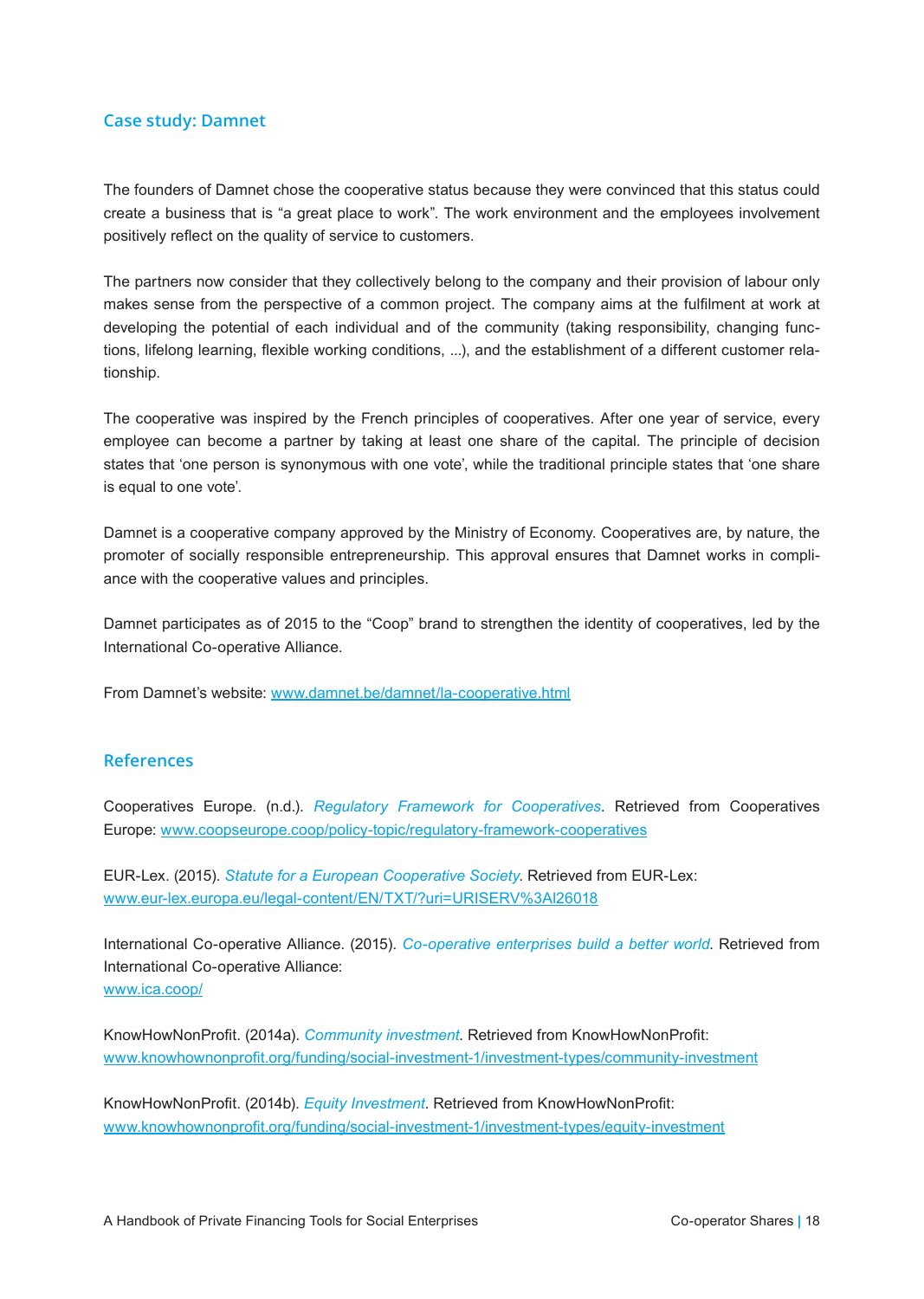### Case study: Damnet

The founders of Damnet chose the cooperative status because they were convinced that this status could create a business that is “a great place to work”. The work environment and the employees involvement positively reflect on the quality of service to customers.

The partners now consider that they collectively belong to the company and their provision of labour only makes sense from the perspective of a common project. The company aims at the fulfilment at work at developing the potential of each individual and of the community (taking responsibility, changing functions, lifelong learning, flexible working conditions, ...), and the establishment of a different customer relationship.

The cooperative was inspired by the French principles of cooperatives. After one year of service, every employee can become a partner by taking at least one share of the capital. The principle of decision states that ‘one person is synonymous with one vote’, while the traditional principle states that ‘one share is equal to one vote’.

Damnet is a cooperative company approved by the Ministry of Economy. Cooperatives are, by nature, the promoter of socially responsible entrepreneurship. This approval ensures that Damnet works in compliance with the cooperative values and principles.

Damnet participates as of 2015 to the “Coop” brand to strengthen the identity of cooperatives, led by the International Co-operative Alliance.

From Damnet’s website: www.damnet.be/damnet/la-cooperative.html

### References

Cooperatives Europe. (n.d.). *Regulatory Framework for Cooperatives*. Retrieved from Cooperatives Europe: www.coopseurope.coop/policy-topic/regulatory-framework-cooperatives

EUR-Lex. (2015). *Statute for a European Cooperative Society*. Retrieved from EUR-Lex: www.eur-lex.europa.eu/legal-content/EN/TXT/?uri=URISERV%3Al26018

International Co-operative Alliance. (2015). *Co-operative enterprises build a better world*. Retrieved from International Co-operative Alliance: www.ica.coop/

KnowHowNonProfit. (2014a). *Community investment*. Retrieved from KnowHowNonProfit: www.knowhownonprofit.org/funding/social-investment-1/investment-types/community-investment

KnowHowNonProfit. (2014b). *Equity Investment*. Retrieved from KnowHowNonProfit: www.knowhownonprofit.org/funding/social-investment-1/investment-types/equity-investment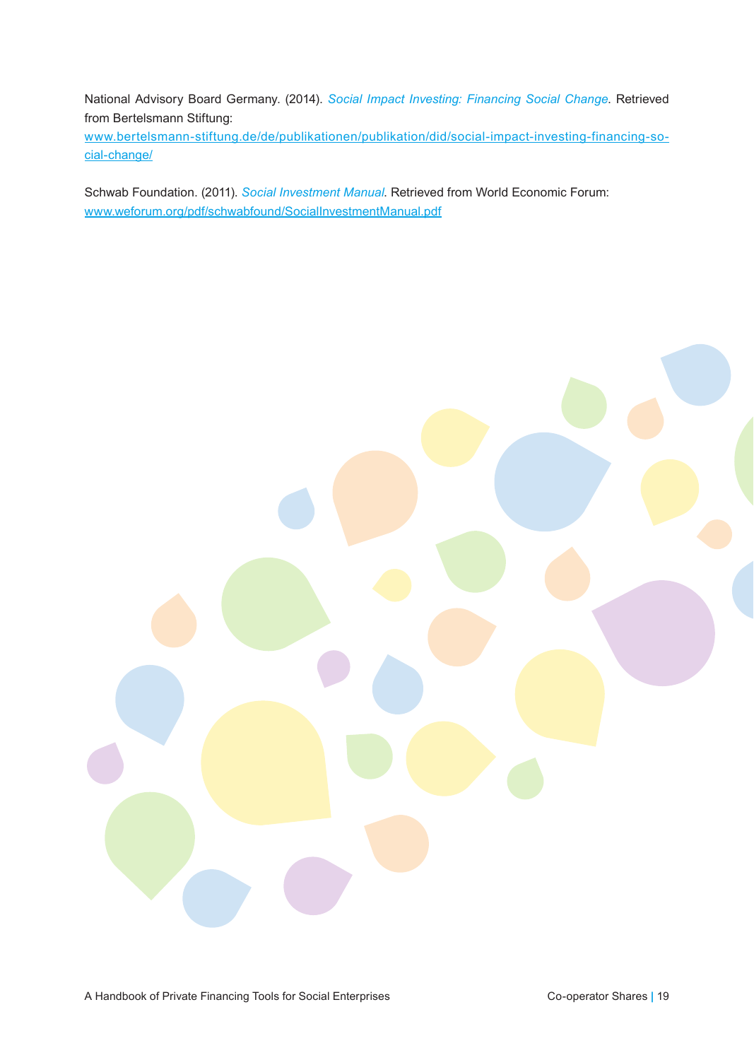National Advisory Board Germany. (2014). *Social Impact Investing: Financing Social Change*. Retrieved from Bertelsmann Stiftung:
www.bertelsmann-stiftung.de/de/publikationen/publikation/did/social-impact-investing-financing-social-change/

Schwab Foundation. (2011). *Social Investment Manual*. Retrieved from World Economic Forum:
www.weforum.org/pdf/schwabfound/SocialInvestmentManual.pdf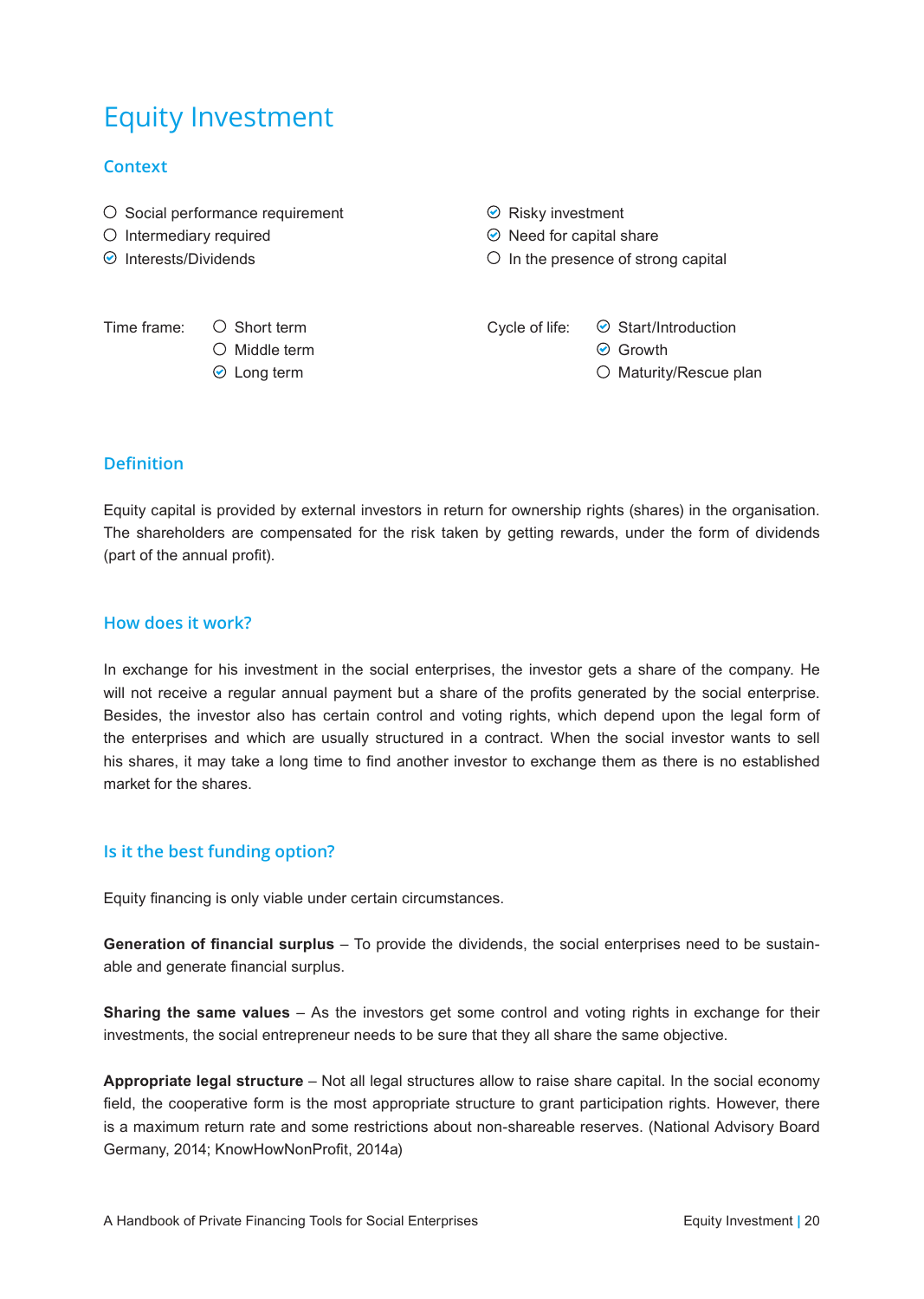# Equity Investment

## Context

- ○ Social performance requirement
- ○ Intermediary required
- ☑ Interests/Dividends
- ☑ Risky investment
- ☑ Need for capital share
- ○ In the presence of strong capital

Time frame:

- ○ Short term
- ○ Middle term
- ☑ Long term

Cycle of life:

- ☑ Start/Introduction
- ☑ Growth
- ○ Maturity/Rescue plan

## Definition

Equity capital is provided by external investors in return for ownership rights (shares) in the organisation. The shareholders are compensated for the risk taken by getting rewards, under the form of dividends (part of the annual profit).

## How does it work?

In exchange for his investment in the social enterprises, the investor gets a share of the company. He will not receive a regular annual payment but a share of the profits generated by the social enterprise. Besides, the investor also has certain control and voting rights, which depend upon the legal form of the enterprises and which are usually structured in a contract. When the social investor wants to sell his shares, it may take a long time to find another investor to exchange them as there is no established market for the shares.

## Is it the best funding option?

Equity financing is only viable under certain circumstances.

**Generation of financial surplus** – To provide the dividends, the social enterprises need to be sustainable and generate financial surplus.

**Sharing the same values** – As the investors get some control and voting rights in exchange for their investments, the social entrepreneur needs to be sure that they all share the same objective.

**Appropriate legal structure** – Not all legal structures allow to raise share capital. In the social economy field, the cooperative form is the most appropriate structure to grant participation rights. However, there is a maximum return rate and some restrictions about non-shareable reserves. (National Advisory Board Germany, 2014; KnowHowNonProfit, 2014a)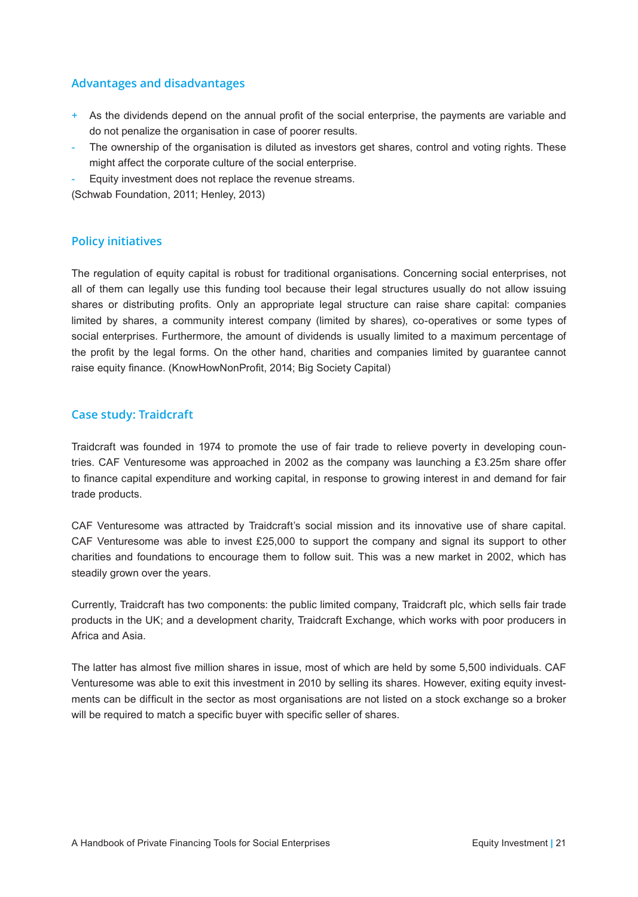### Advantages and disadvantages

+ As the dividends depend on the annual profit of the social enterprise, the payments are variable and do not penalize the organisation in case of poorer results.
- The ownership of the organisation is diluted as investors get shares, control and voting rights. These might affect the corporate culture of the social enterprise.
- Equity investment does not replace the revenue streams.

(Schwab Foundation, 2011; Henley, 2013)

### Policy initiatives

The regulation of equity capital is robust for traditional organisations. Concerning social enterprises, not all of them can legally use this funding tool because their legal structures usually do not allow issuing shares or distributing profits. Only an appropriate legal structure can raise share capital: companies limited by shares, a community interest company (limited by shares), co-operatives or some types of social enterprises. Furthermore, the amount of dividends is usually limited to a maximum percentage of the profit by the legal forms. On the other hand, charities and companies limited by guarantee cannot raise equity finance. (KnowHowNonProfit, 2014; Big Society Capital)

### Case study: Traidcraft

Traidcraft was founded in 1974 to promote the use of fair trade to relieve poverty in developing countries. CAF Venturesome was approached in 2002 as the company was launching a £3.25m share offer to finance capital expenditure and working capital, in response to growing interest in and demand for fair trade products.

CAF Venturesome was attracted by Traidcraft's social mission and its innovative use of share capital. CAF Venturesome was able to invest £25,000 to support the company and signal its support to other charities and foundations to encourage them to follow suit. This was a new market in 2002, which has steadily grown over the years.

Currently, Traidcraft has two components: the public limited company, Traidcraft plc, which sells fair trade products in the UK; and a development charity, Traidcraft Exchange, which works with poor producers in Africa and Asia.

The latter has almost five million shares in issue, most of which are held by some 5,500 individuals. CAF Venturesome was able to exit this investment in 2010 by selling its shares. However, exiting equity investments can be difficult in the sector as most organisations are not listed on a stock exchange so a broker will be required to match a specific buyer with specific seller of shares.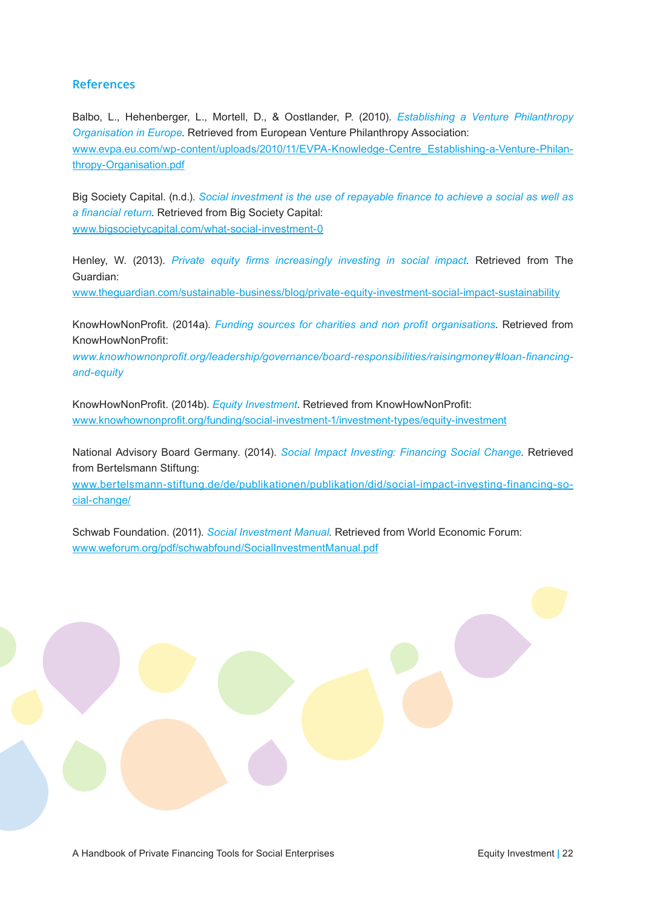## References

Balbo, L., Hehenberger, L., Mortell, D., & Oostlander, P. (2010). *Establishing a Venture Philanthropy Organisation in Europe*. Retrieved from European Venture Philanthropy Association: www.evpa.eu.com/wp-content/uploads/2010/11/EVPA-Knowledge-Centre_Establishing-a-Venture-Philanthropy-Organisation.pdf

Big Society Capital. (n.d.). *Social investment is the use of repayable finance to achieve a social as well as a financial return*. Retrieved from Big Society Capital: www.bigsocietycapital.com/what-social-investment-0

Henley, W. (2013). *Private equity firms increasingly investing in social impact*. Retrieved from The Guardian: www.theguardian.com/sustainable-business/blog/private-equity-investment-social-impact-sustainability

KnowHowNonProfit. (2014a). *Funding sources for charities and non profit organisations*. Retrieved from KnowHowNonProfit: *www.knowhownonprofit.org/leadership/governance/board-responsibilities/raisingmoney#loan-financing-and-equity*

KnowHowNonProfit. (2014b). *Equity Investment*. Retrieved from KnowHowNonProfit: www.knowhownonprofit.org/funding/social-investment-1/investment-types/equity-investment

National Advisory Board Germany. (2014). *Social Impact Investing: Financing Social Change*. Retrieved from Bertelsmann Stiftung: www.bertelsmann-stiftung.de/de/publikationen/publikation/did/social-impact-investing-financing-social-change/

Schwab Foundation. (2011). *Social Investment Manual*. Retrieved from World Economic Forum: www.weforum.org/pdf/schwabfound/SocialInvestmentManual.pdf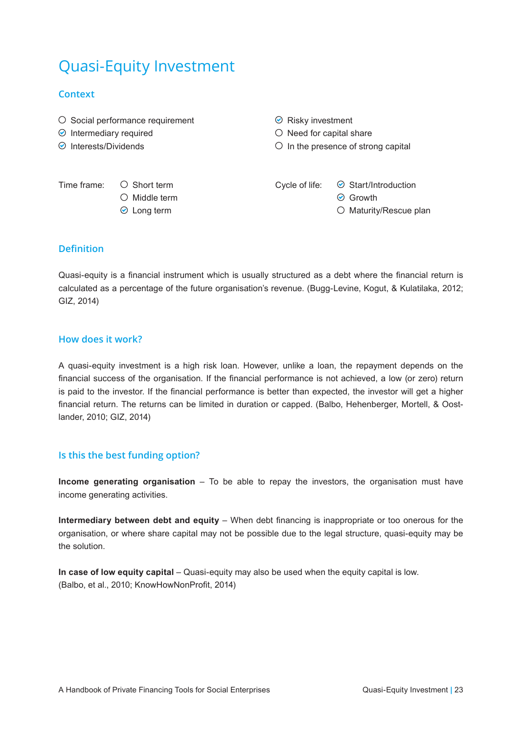# Quasi-Equity Investment

## Context

- ○ Social performance requirement
- ✔ Intermediary required
- ✔ Interests/Dividends
- ✔ Risky investment
- ○ Need for capital share
- ○ In the presence of strong capital

Time frame:
- ○ Short term
- ○ Middle term
- ✔ Long term

Cycle of life:
- ✔ Start/Introduction
- ✔ Growth
- ○ Maturity/Rescue plan

## Definition

Quasi-equity is a financial instrument which is usually structured as a debt where the financial return is calculated as a percentage of the future organisation's revenue. (Bugg-Levine, Kogut, & Kulatilaka, 2012; GIZ, 2014)

## How does it work?

A quasi-equity investment is a high risk loan. However, unlike a loan, the repayment depends on the financial success of the organisation. If the financial performance is not achieved, a low (or zero) return is paid to the investor. If the financial performance is better than expected, the investor will get a higher financial return. The returns can be limited in duration or capped. (Balbo, Hehenberger, Mortell, & Oostlander, 2010; GIZ, 2014)

## Is this the best funding option?

**Income generating organisation** – To be able to repay the investors, the organisation must have income generating activities.

**Intermediary between debt and equity** – When debt financing is inappropriate or too onerous for the organisation, or where share capital may not be possible due to the legal structure, quasi-equity may be the solution.

**In case of low equity capital** – Quasi-equity may also be used when the equity capital is low.
(Balbo, et al., 2010; KnowHowNonProfit, 2014)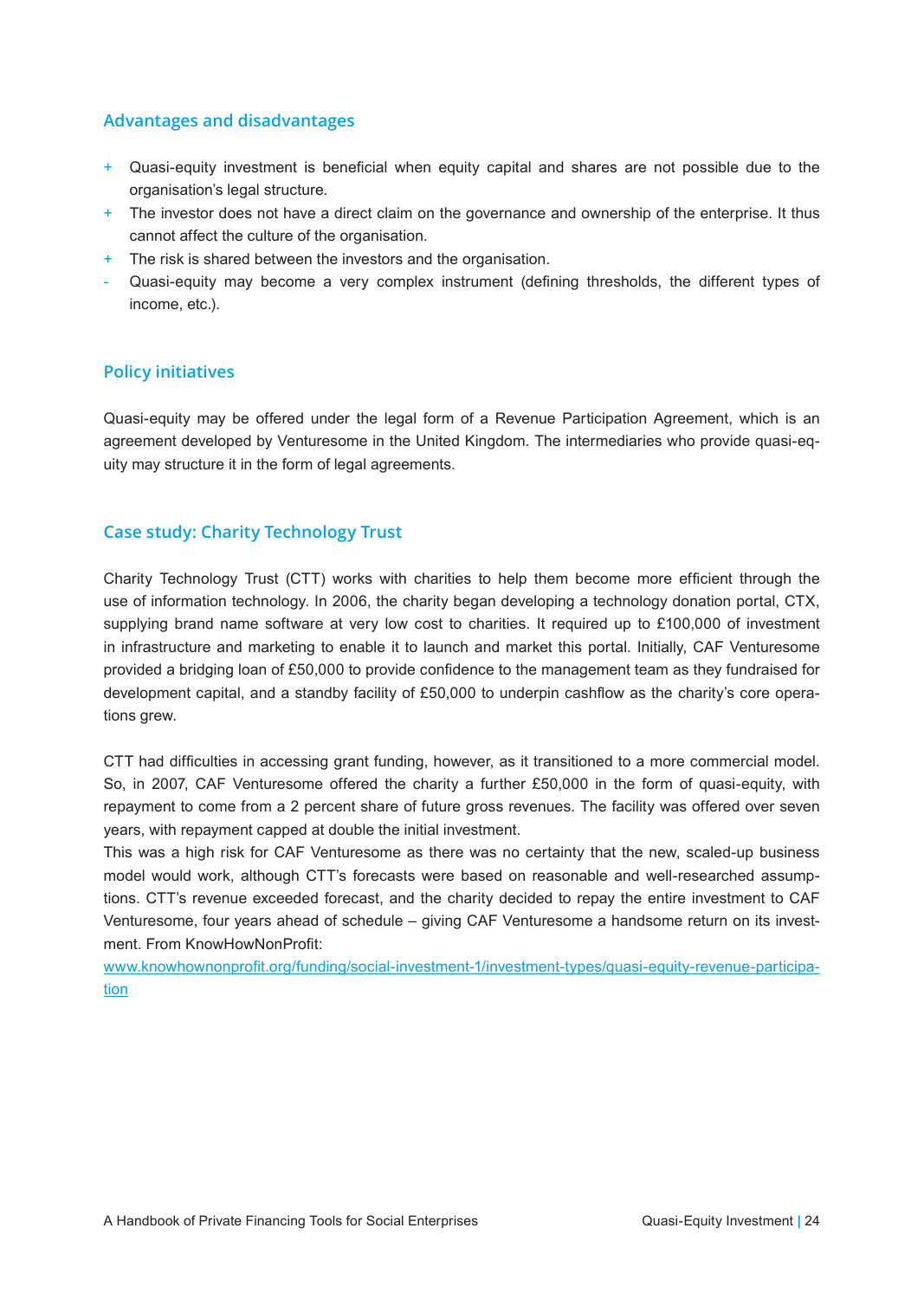### Advantages and disadvantages

+ Quasi-equity investment is beneficial when equity capital and shares are not possible due to the organisation's legal structure.
+ The investor does not have a direct claim on the governance and ownership of the enterprise. It thus cannot affect the culture of the organisation.
+ The risk is shared between the investors and the organisation.
- Quasi-equity may become a very complex instrument (defining thresholds, the different types of income, etc.).

### Policy initiatives

Quasi-equity may be offered under the legal form of a Revenue Participation Agreement, which is an agreement developed by Venturesome in the United Kingdom. The intermediaries who provide quasi-equity may structure it in the form of legal agreements.

### Case study: Charity Technology Trust

Charity Technology Trust (CTT) works with charities to help them become more efficient through the use of information technology. In 2006, the charity began developing a technology donation portal, CTX, supplying brand name software at very low cost to charities. It required up to £100,000 of investment in infrastructure and marketing to enable it to launch and market this portal. Initially, CAF Venturesome provided a bridging loan of £50,000 to provide confidence to the management team as they fundraised for development capital, and a standby facility of £50,000 to underpin cashflow as the charity's core operations grew.

CTT had difficulties in accessing grant funding, however, as it transitioned to a more commercial model. So, in 2007, CAF Venturesome offered the charity a further £50,000 in the form of quasi-equity, with repayment to come from a 2 percent share of future gross revenues. The facility was offered over seven years, with repayment capped at double the initial investment.
This was a high risk for CAF Venturesome as there was no certainty that the new, scaled-up business model would work, although CTT's forecasts were based on reasonable and well-researched assumptions. CTT's revenue exceeded forecast, and the charity decided to repay the entire investment to CAF Venturesome, four years ahead of schedule – giving CAF Venturesome a handsome return on its investment. From KnowHowNonProfit:
[www.knowhownonprofit.org/funding/social-investment-1/investment-types/quasi-equity-revenue-participation](www.knowhownonprofit.org/funding/social-investment-1/investment-types/quasi-equity-revenue-participation)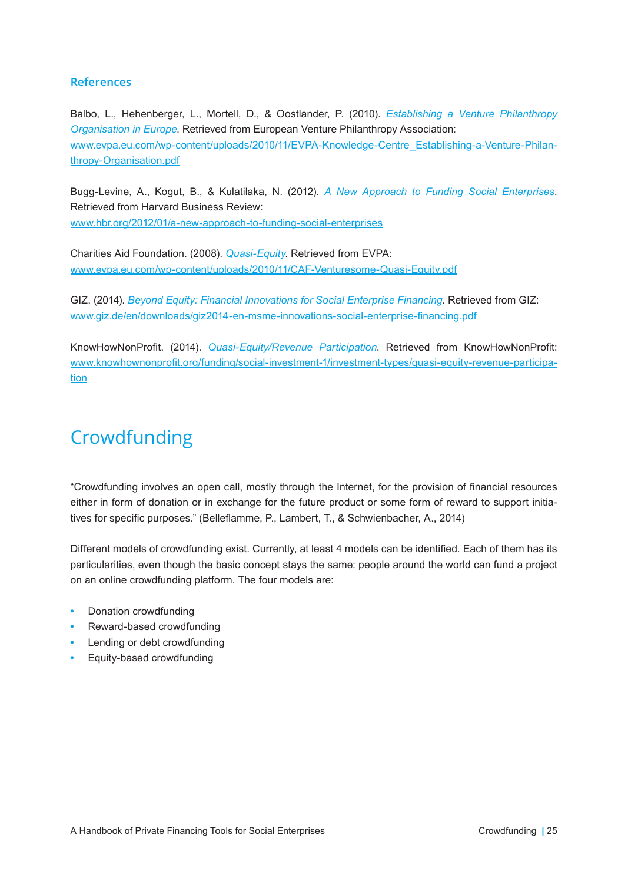### References

Balbo, L., Hehenberger, L., Mortell, D., & Oostlander, P. (2010). *Establishing a Venture Philanthropy Organisation in Europe*. Retrieved from European Venture Philanthropy Association: www.evpa.eu.com/wp-content/uploads/2010/11/EVPA-Knowledge-Centre_Establishing-a-Venture-Philanthropy-Organisation.pdf

Bugg-Levine, A., Kogut, B., & Kulatilaka, N. (2012). *A New Approach to Funding Social Enterprises*. Retrieved from Harvard Business Review: www.hbr.org/2012/01/a-new-approach-to-funding-social-enterprises

Charities Aid Foundation. (2008). *Quasi-Equity*. Retrieved from EVPA: www.evpa.eu.com/wp-content/uploads/2010/11/CAF-Venturesome-Quasi-Equity.pdf

GIZ. (2014). *Beyond Equity: Financial Innovations for Social Enterprise Financing*. Retrieved from GIZ: www.giz.de/en/downloads/giz2014-en-msme-innovations-social-enterprise-financing.pdf

KnowHowNonProfit. (2014). *Quasi-Equity/Revenue Participation*. Retrieved from KnowHowNonProfit: www.knowhownonprofit.org/funding/social-investment-1/investment-types/quasi-equity-revenue-participation

# Crowdfunding

"Crowdfunding involves an open call, mostly through the Internet, for the provision of financial resources either in form of donation or in exchange for the future product or some form of reward to support initiatives for specific purposes." (Belleflamme, P., Lambert, T., & Schwienbacher, A., 2014)

Different models of crowdfunding exist. Currently, at least 4 models can be identified. Each of them has its particularities, even though the basic concept stays the same: people around the world can fund a project on an online crowdfunding platform. The four models are:

- Donation crowdfunding
- Reward-based crowdfunding
- Lending or debt crowdfunding
- Equity-based crowdfunding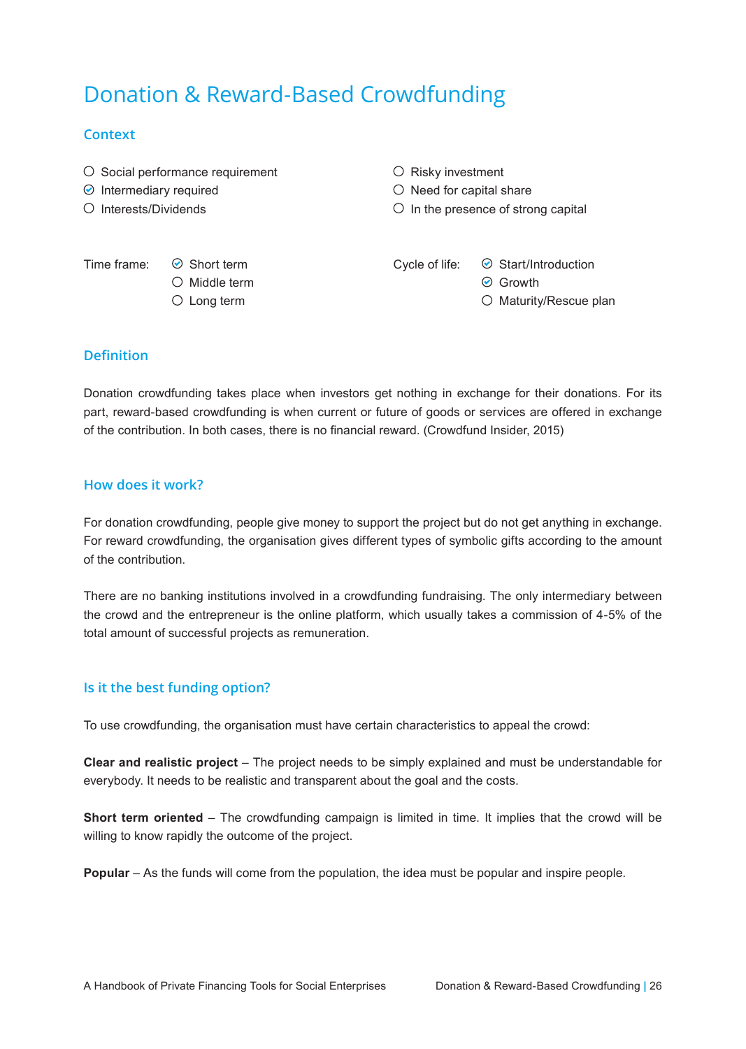# Donation & Reward-Based Crowdfunding

## Context

- ○ Social performance requirement
- ☑ Intermediary required
- ○ Interests/Dividends
- ○ Risky investment
- ○ Need for capital share
- ○ In the presence of strong capital

Time frame:
- ☑ Short term
- ○ Middle term
- ○ Long term

Cycle of life:
- ☑ Start/Introduction
- ☑ Growth
- ○ Maturity/Rescue plan

## Definition

Donation crowdfunding takes place when investors get nothing in exchange for their donations. For its part, reward-based crowdfunding is when current or future of goods or services are offered in exchange of the contribution. In both cases, there is no financial reward. (Crowdfund Insider, 2015)

## How does it work?

For donation crowdfunding, people give money to support the project but do not get anything in exchange. For reward crowdfunding, the organisation gives different types of symbolic gifts according to the amount of the contribution.

There are no banking institutions involved in a crowdfunding fundraising. The only intermediary between the crowd and the entrepreneur is the online platform, which usually takes a commission of 4-5% of the total amount of successful projects as remuneration.

## Is it the best funding option?

To use crowdfunding, the organisation must have certain characteristics to appeal the crowd:

**Clear and realistic project** – The project needs to be simply explained and must be understandable for everybody. It needs to be realistic and transparent about the goal and the costs.

**Short term oriented** – The crowdfunding campaign is limited in time. It implies that the crowd will be willing to know rapidly the outcome of the project.

**Popular** – As the funds will come from the population, the idea must be popular and inspire people.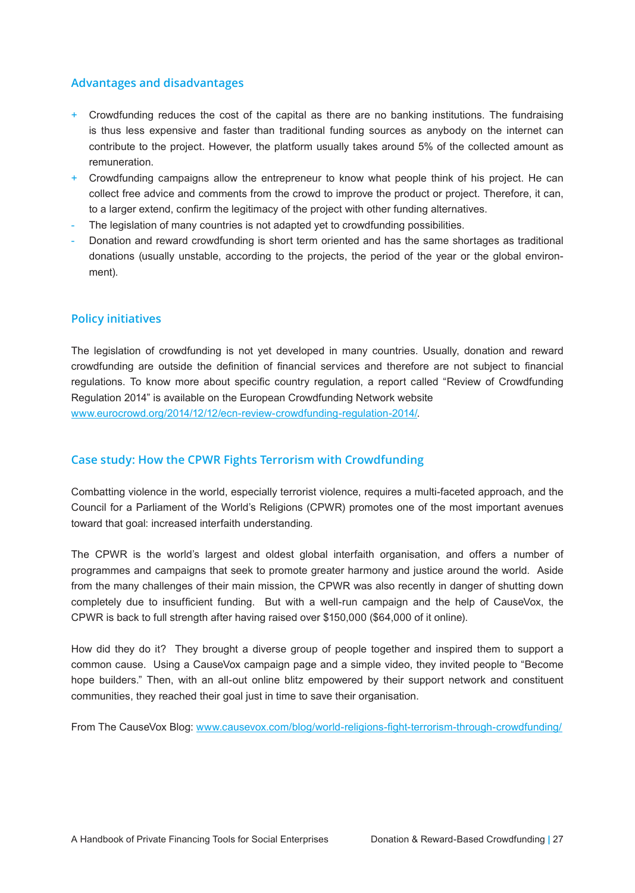## Advantages and disadvantages

+ Crowdfunding reduces the cost of the capital as there are no banking institutions. The fundraising is thus less expensive and faster than traditional funding sources as anybody on the internet can contribute to the project. However, the platform usually takes around 5% of the collected amount as remuneration.
+ Crowdfunding campaigns allow the entrepreneur to know what people think of his project. He can collect free advice and comments from the crowd to improve the product or project. Therefore, it can, to a larger extend, confirm the legitimacy of the project with other funding alternatives.
- The legislation of many countries is not adapted yet to crowdfunding possibilities.
- Donation and reward crowdfunding is short term oriented and has the same shortages as traditional donations (usually unstable, according to the projects, the period of the year or the global environment).

## Policy initiatives

The legislation of crowdfunding is not yet developed in many countries. Usually, donation and reward crowdfunding are outside the definition of financial services and therefore are not subject to financial regulations. To know more about specific country regulation, a report called "Review of Crowdfunding Regulation 2014" is available on the European Crowdfunding Network website www.eurocrowd.org/2014/12/12/ecn-review-crowdfunding-regulation-2014/.

## Case study: How the CPWR Fights Terrorism with Crowdfunding

Combatting violence in the world, especially terrorist violence, requires a multi-faceted approach, and the Council for a Parliament of the World's Religions (CPWR) promotes one of the most important avenues toward that goal: increased interfaith understanding.

The CPWR is the world's largest and oldest global interfaith organisation, and offers a number of programmes and campaigns that seek to promote greater harmony and justice around the world. Aside from the many challenges of their main mission, the CPWR was also recently in danger of shutting down completely due to insufficient funding. But with a well-run campaign and the help of CauseVox, the CPWR is back to full strength after having raised over $150,000 ($64,000 of it online).

How did they do it? They brought a diverse group of people together and inspired them to support a common cause. Using a CauseVox campaign page and a simple video, they invited people to "Become hope builders." Then, with an all-out online blitz empowered by their support network and constituent communities, they reached their goal just in time to save their organisation.

From The CauseVox Blog: www.causevox.com/blog/world-religions-fight-terrorism-through-crowdfunding/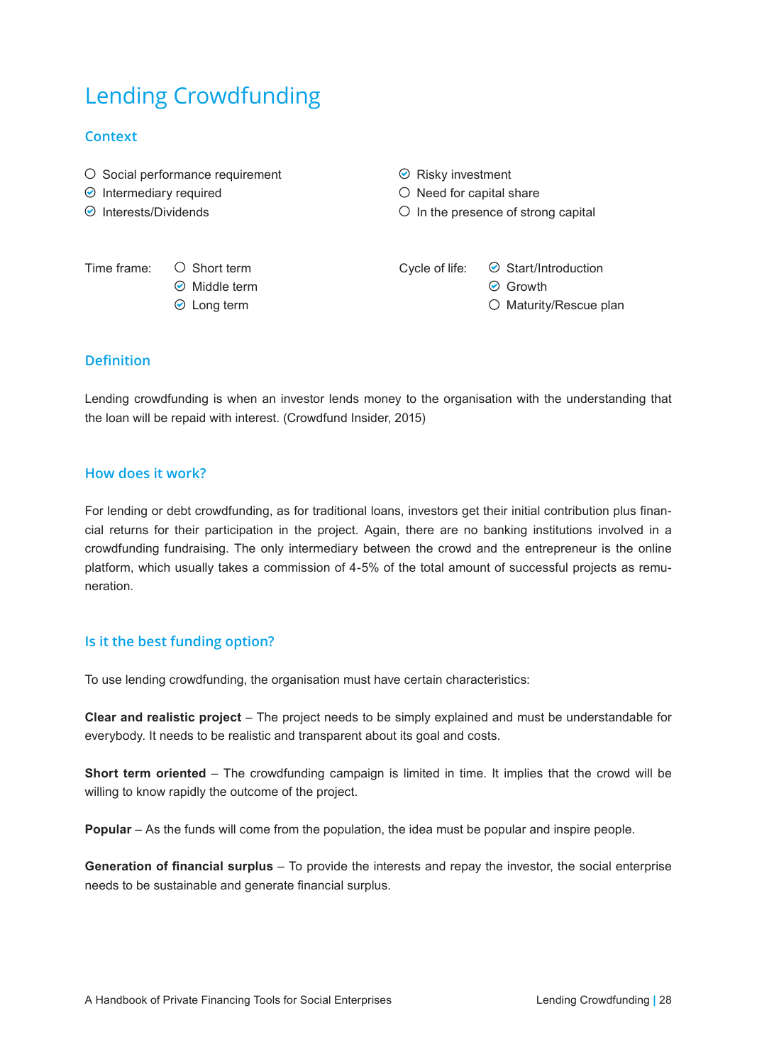# Lending Crowdfunding

## Context

- ○ Social performance requirement
- ☑ Intermediary required
- ☑ Interests/Dividends
- ☑ Risky investment
- ○ Need for capital share
- ○ In the presence of strong capital

Time frame:
- ○ Short term
- ☑ Middle term
- ☑ Long term

Cycle of life:
- ☑ Start/Introduction
- ☑ Growth
- ○ Maturity/Rescue plan

## Definition

Lending crowdfunding is when an investor lends money to the organisation with the understanding that the loan will be repaid with interest. (Crowdfund Insider, 2015)

## How does it work?

For lending or debt crowdfunding, as for traditional loans, investors get their initial contribution plus financial returns for their participation in the project. Again, there are no banking institutions involved in a crowdfunding fundraising. The only intermediary between the crowd and the entrepreneur is the online platform, which usually takes a commission of 4-5% of the total amount of successful projects as remuneration.

## Is it the best funding option?

To use lending crowdfunding, the organisation must have certain characteristics:

**Clear and realistic project** – The project needs to be simply explained and must be understandable for everybody. It needs to be realistic and transparent about its goal and costs.

**Short term oriented** – The crowdfunding campaign is limited in time. It implies that the crowd will be willing to know rapidly the outcome of the project.

**Popular** – As the funds will come from the population, the idea must be popular and inspire people.

**Generation of financial surplus** – To provide the interests and repay the investor, the social enterprise needs to be sustainable and generate financial surplus.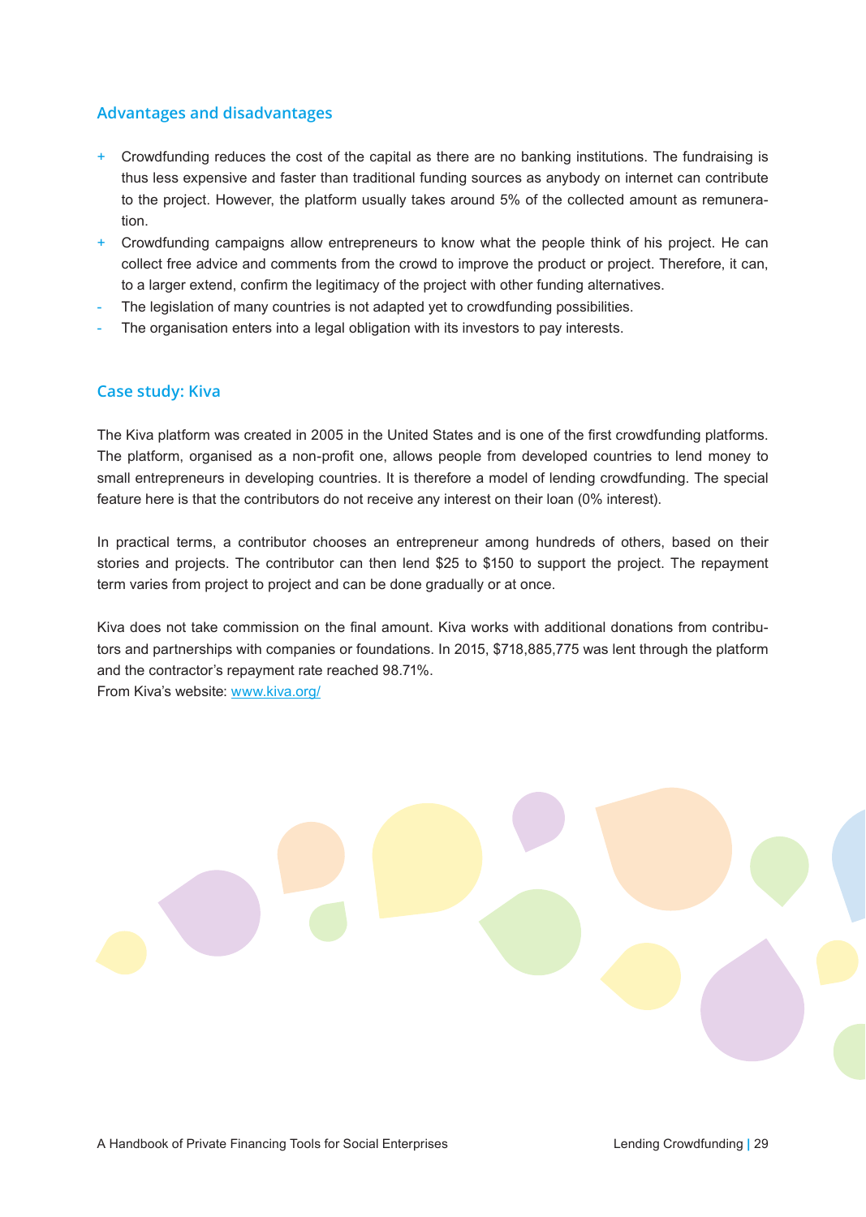### Advantages and disadvantages

- + Crowdfunding reduces the cost of the capital as there are no banking institutions. The fundraising is thus less expensive and faster than traditional funding sources as anybody on internet can contribute to the project. However, the platform usually takes around 5% of the collected amount as remuneration.
- + Crowdfunding campaigns allow entrepreneurs to know what the people think of his project. He can collect free advice and comments from the crowd to improve the product or project. Therefore, it can, to a larger extend, confirm the legitimacy of the project with other funding alternatives.
- - The legislation of many countries is not adapted yet to crowdfunding possibilities.
- - The organisation enters into a legal obligation with its investors to pay interests.

### Case study: Kiva

The Kiva platform was created in 2005 in the United States and is one of the first crowdfunding platforms. The platform, organised as a non-profit one, allows people from developed countries to lend money to small entrepreneurs in developing countries. It is therefore a model of lending crowdfunding. The special feature here is that the contributors do not receive any interest on their loan (0% interest).

In practical terms, a contributor chooses an entrepreneur among hundreds of others, based on their stories and projects. The contributor can then lend $25 to $150 to support the project. The repayment term varies from project to project and can be done gradually or at once.

Kiva does not take commission on the final amount. Kiva works with additional donations from contributors and partnerships with companies or foundations. In 2015, $718,885,775 was lent through the platform and the contractor's repayment rate reached 98.71%.
From Kiva's website: www.kiva.org/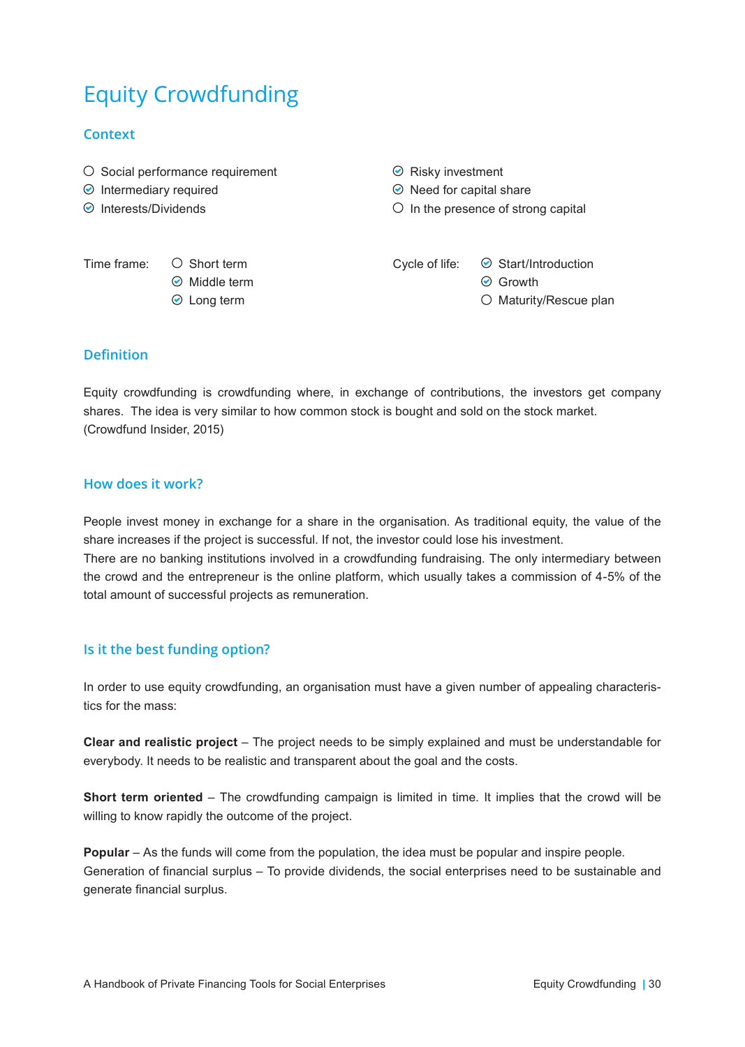# Equity Crowdfunding

## Context

- ○ Social performance requirement
- ✓ Intermediary required
- ✓ Interests/Dividends
- ✓ Risky investment
- ✓ Need for capital share
- ○ In the presence of strong capital

Time frame:
- ○ Short term
- ✓ Middle term
- ✓ Long term

Cycle of life:
- ✓ Start/Introduction
- ✓ Growth
- ○ Maturity/Rescue plan

## Definition

Equity crowdfunding is crowdfunding where, in exchange of contributions, the investors get company shares. The idea is very similar to how common stock is bought and sold on the stock market. (Crowdfund Insider, 2015)

## How does it work?

People invest money in exchange for a share in the organisation. As traditional equity, the value of the share increases if the project is successful. If not, the investor could lose his investment.
There are no banking institutions involved in a crowdfunding fundraising. The only intermediary between the crowd and the entrepreneur is the online platform, which usually takes a commission of 4-5% of the total amount of successful projects as remuneration.

## Is it the best funding option?

In order to use equity crowdfunding, an organisation must have a given number of appealing characteristics for the mass:

**Clear and realistic project** – The project needs to be simply explained and must be understandable for everybody. It needs to be realistic and transparent about the goal and the costs.

**Short term oriented** – The crowdfunding campaign is limited in time. It implies that the crowd will be willing to know rapidly the outcome of the project.

**Popular** – As the funds will come from the population, the idea must be popular and inspire people.
Generation of financial surplus – To provide dividends, the social enterprises need to be sustainable and generate financial surplus.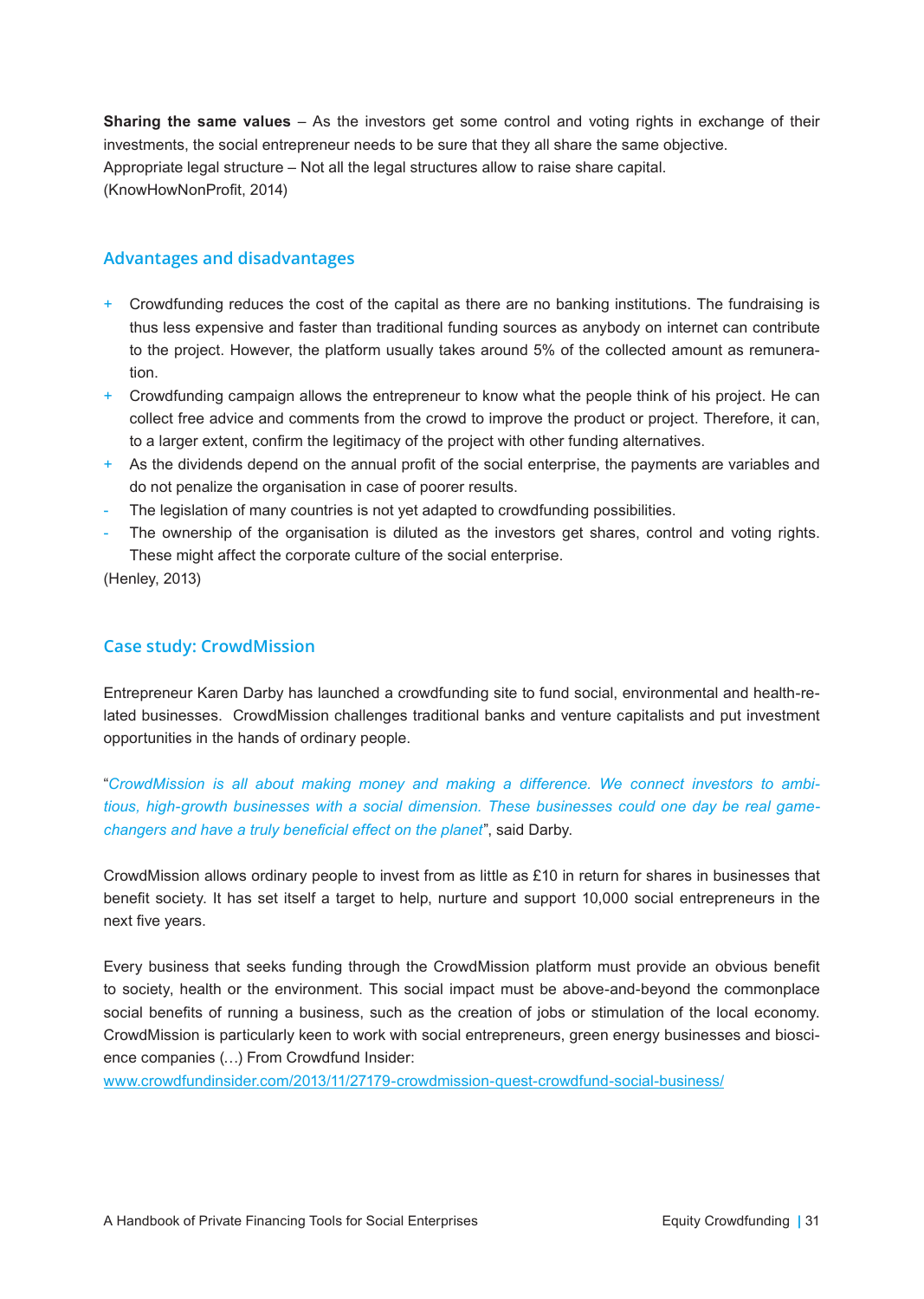**Sharing the same values** – As the investors get some control and voting rights in exchange of their investments, the social entrepreneur needs to be sure that they all share the same objective.
Appropriate legal structure – Not all the legal structures allow to raise share capital.
(KnowHowNonProfit, 2014)

## Advantages and disadvantages

+ Crowdfunding reduces the cost of the capital as there are no banking institutions. The fundraising is thus less expensive and faster than traditional funding sources as anybody on internet can contribute to the project. However, the platform usually takes around 5% of the collected amount as remuneration.
+ Crowdfunding campaign allows the entrepreneur to know what the people think of his project. He can collect free advice and comments from the crowd to improve the product or project. Therefore, it can, to a larger extent, confirm the legitimacy of the project with other funding alternatives.
+ As the dividends depend on the annual profit of the social enterprise, the payments are variables and do not penalize the organisation in case of poorer results.
- The legislation of many countries is not yet adapted to crowdfunding possibilities.
- The ownership of the organisation is diluted as the investors get shares, control and voting rights. These might affect the corporate culture of the social enterprise.

(Henley, 2013)

## Case study: CrowdMission

Entrepreneur Karen Darby has launched a crowdfunding site to fund social, environmental and health-related businesses. CrowdMission challenges traditional banks and venture capitalists and put investment opportunities in the hands of ordinary people.

"*CrowdMission is all about making money and making a difference. We connect investors to ambitious, high-growth businesses with a social dimension. These businesses could one day be real game-changers and have a truly beneficial effect on the planet*", said Darby.

CrowdMission allows ordinary people to invest from as little as £10 in return for shares in businesses that benefit society. It has set itself a target to help, nurture and support 10,000 social entrepreneurs in the next five years.

Every business that seeks funding through the CrowdMission platform must provide an obvious benefit to society, health or the environment. This social impact must be above-and-beyond the commonplace social benefits of running a business, such as the creation of jobs or stimulation of the local economy. CrowdMission is particularly keen to work with social entrepreneurs, green energy businesses and bioscience companies (…) From Crowdfund Insider:
www.crowdfundinsider.com/2013/11/27179-crowdmission-quest-crowdfund-social-business/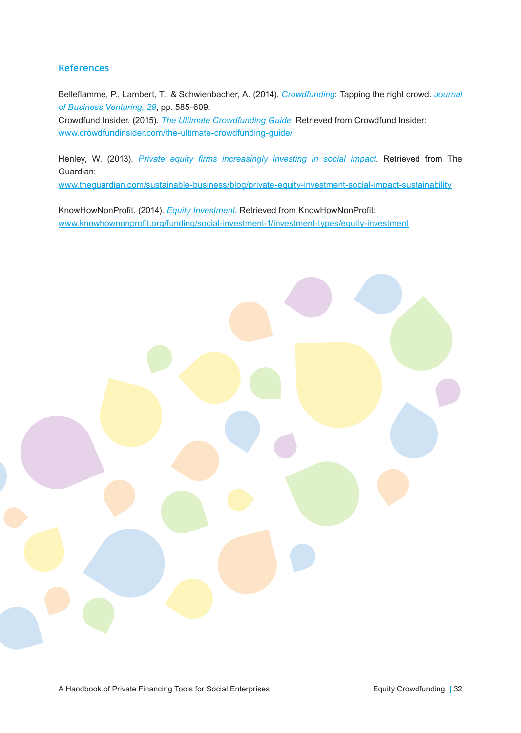## References

Belleflamme, P., Lambert, T., & Schwienbacher, A. (2014). *Crowdfunding*: Tapping the right crowd. *Journal of Business Venturing, 29*, pp. 585-609.
Crowdfund Insider. (2015). *The Ultimate Crowdfunding Guide*. Retrieved from Crowdfund Insider: www.crowdfundinsider.com/the-ultimate-crowdfunding-guide/

Henley, W. (2013). *Private equity firms increasingly investing in social impact*. Retrieved from The Guardian:
www.theguardian.com/sustainable-business/blog/private-equity-investment-social-impact-sustainability

KnowHowNonProfit. (2014). *Equity Investment*. Retrieved from KnowHowNonProfit: www.knowhownonprofit.org/funding/social-investment-1/investment-types/equity-investment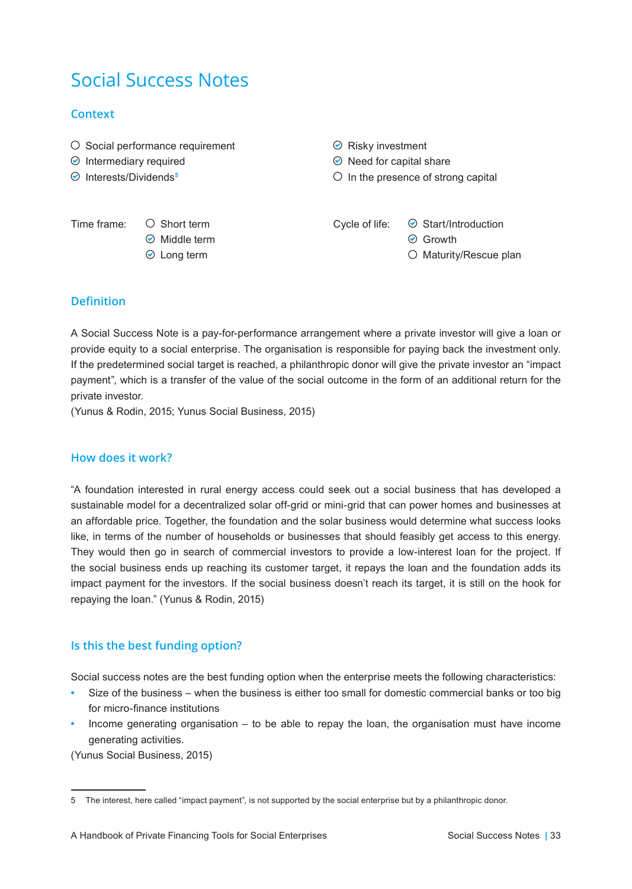# Social Success Notes

## Context

- ○ Social performance requirement
- ☑ Intermediary required
- ☑ Interests/Dividends[5]
- ☑ Risky investment
- ☑ Need for capital share
- ○ In the presence of strong capital

Time frame:
- ○ Short term
- ☑ Middle term
- ☑ Long term

Cycle of life:
- ☑ Start/Introduction
- ☑ Growth
- ○ Maturity/Rescue plan

## Definition

A Social Success Note is a pay-for-performance arrangement where a private investor will give a loan or provide equity to a social enterprise. The organisation is responsible for paying back the investment only. If the predetermined social target is reached, a philanthropic donor will give the private investor an "impact payment", which is a transfer of the value of the social outcome in the form of an additional return for the private investor.
(Yunus & Rodin, 2015; Yunus Social Business, 2015)

## How does it work?

"A foundation interested in rural energy access could seek out a social business that has developed a sustainable model for a decentralized solar off-grid or mini-grid that can power homes and businesses at an affordable price. Together, the foundation and the solar business would determine what success looks like, in terms of the number of households or businesses that should feasibly get access to this energy. They would then go in search of commercial investors to provide a low-interest loan for the project. If the social business ends up reaching its customer target, it repays the loan and the foundation adds its impact payment for the investors. If the social business doesn't reach its target, it is still on the hook for repaying the loan." (Yunus & Rodin, 2015)

## Is this the best funding option?

Social success notes are the best funding option when the enterprise meets the following characteristics:

- Size of the business – when the business is either too small for domestic commercial banks or too big for micro-finance institutions
- Income generating organisation – to be able to repay the loan, the organisation must have income generating activities.

(Yunus Social Business, 2015)

---

5 The interest, here called "impact payment", is not supported by the social enterprise but by a philanthropic donor.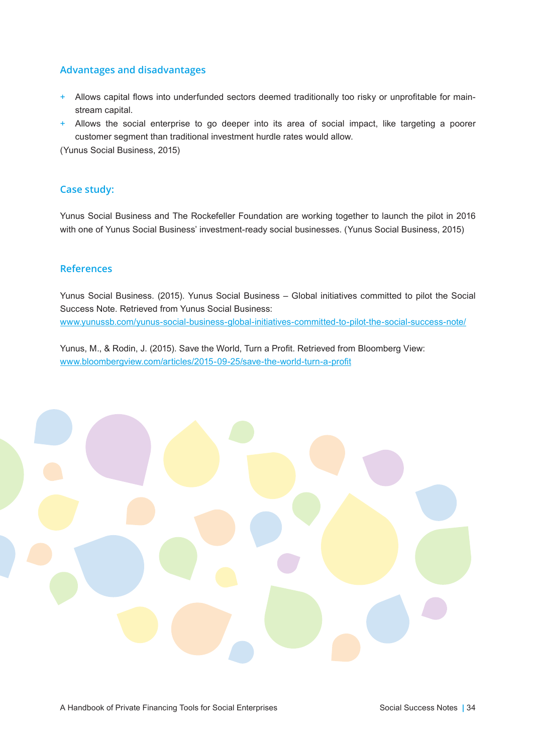## Advantages and disadvantages

+ Allows capital flows into underfunded sectors deemed traditionally too risky or unprofitable for mainstream capital.
+ Allows the social enterprise to go deeper into its area of social impact, like targeting a poorer customer segment than traditional investment hurdle rates would allow.

(Yunus Social Business, 2015)

## Case study:

Yunus Social Business and The Rockefeller Foundation are working together to launch the pilot in 2016 with one of Yunus Social Business' investment-ready social businesses. (Yunus Social Business, 2015)

## References

Yunus Social Business. (2015). Yunus Social Business – Global initiatives committed to pilot the Social Success Note. Retrieved from Yunus Social Business: www.yunussb.com/yunus-social-business-global-initiatives-committed-to-pilot-the-social-success-note/

Yunus, M., & Rodin, J. (2015). Save the World, Turn a Profit. Retrieved from Bloomberg View: www.bloombergview.com/articles/2015-09-25/save-the-world-turn-a-profit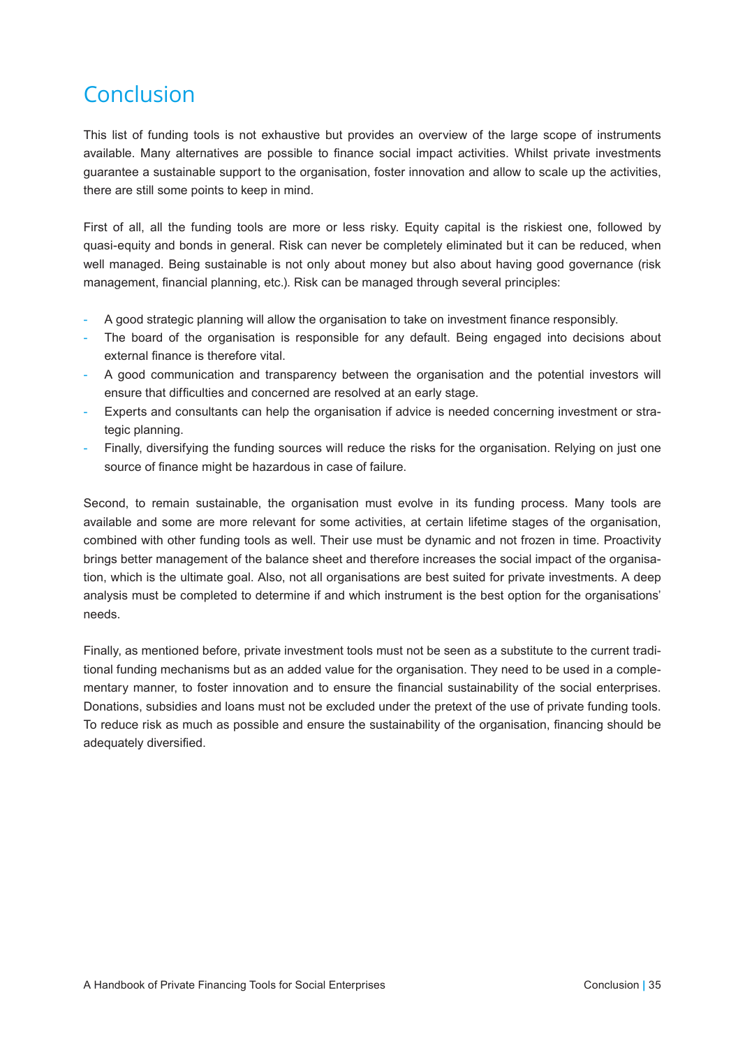# Conclusion

This list of funding tools is not exhaustive but provides an overview of the large scope of instruments available. Many alternatives are possible to finance social impact activities. Whilst private investments guarantee a sustainable support to the organisation, foster innovation and allow to scale up the activities, there are still some points to keep in mind.

First of all, all the funding tools are more or less risky. Equity capital is the riskiest one, followed by quasi-equity and bonds in general. Risk can never be completely eliminated but it can be reduced, when well managed. Being sustainable is not only about money but also about having good governance (risk management, financial planning, etc.). Risk can be managed through several principles:

- A good strategic planning will allow the organisation to take on investment finance responsibly.
- The board of the organisation is responsible for any default. Being engaged into decisions about external finance is therefore vital.
- A good communication and transparency between the organisation and the potential investors will ensure that difficulties and concerned are resolved at an early stage.
- Experts and consultants can help the organisation if advice is needed concerning investment or strategic planning.
- Finally, diversifying the funding sources will reduce the risks for the organisation. Relying on just one source of finance might be hazardous in case of failure.

Second, to remain sustainable, the organisation must evolve in its funding process. Many tools are available and some are more relevant for some activities, at certain lifetime stages of the organisation, combined with other funding tools as well. Their use must be dynamic and not frozen in time. Proactivity brings better management of the balance sheet and therefore increases the social impact of the organisation, which is the ultimate goal. Also, not all organisations are best suited for private investments. A deep analysis must be completed to determine if and which instrument is the best option for the organisations' needs.

Finally, as mentioned before, private investment tools must not be seen as a substitute to the current traditional funding mechanisms but as an added value for the organisation. They need to be used in a complementary manner, to foster innovation and to ensure the financial sustainability of the social enterprises. Donations, subsidies and loans must not be excluded under the pretext of the use of private funding tools. To reduce risk as much as possible and ensure the sustainability of the organisation, financing should be adequately diversified.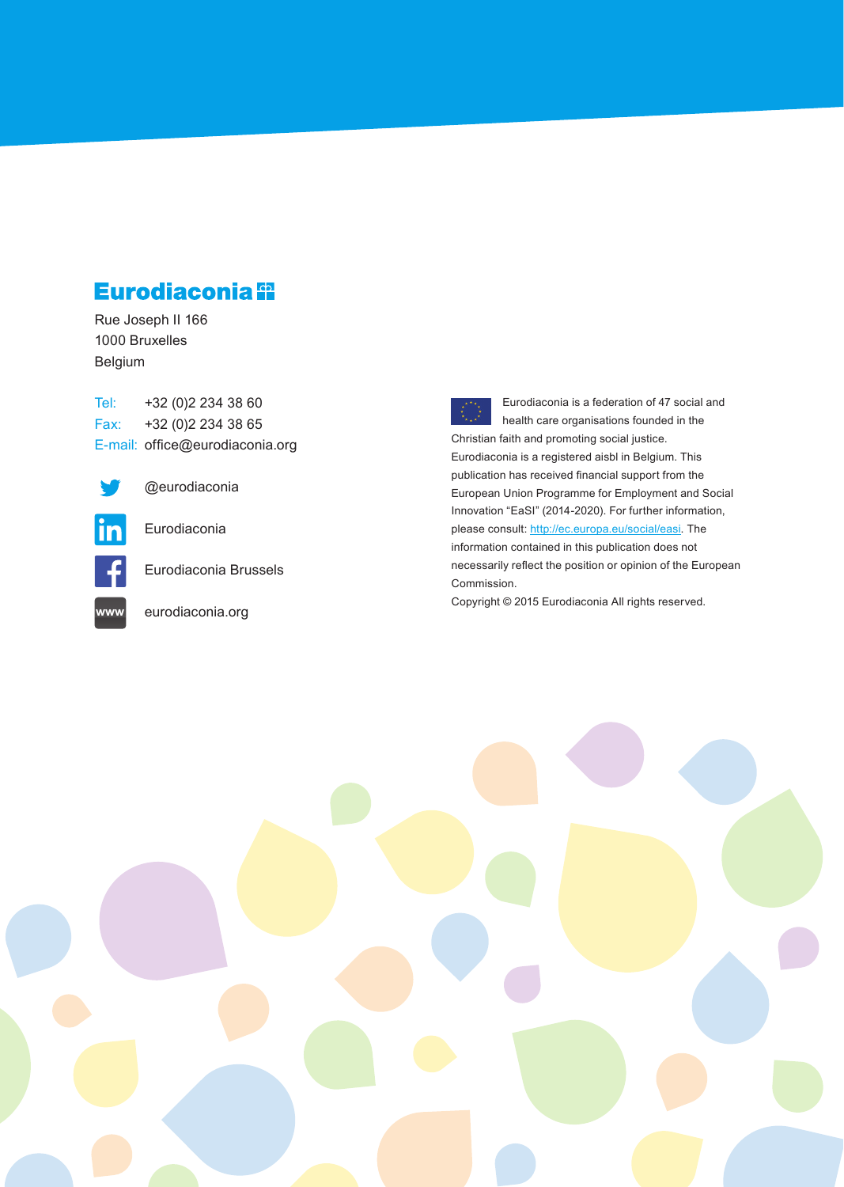**Eurodiaconia**

Rue Joseph II 166
1000 Bruxelles
Belgium

Tel: +32 (0)2 234 38 60
Fax: +32 (0)2 234 38 65
E-mail: office@eurodiaconia.org

@eurodiaconia

Eurodiaconia

Eurodiaconia Brussels

eurodiaconia.org

Eurodiaconia is a federation of 47 social and health care organisations founded in the Christian faith and promoting social justice. Eurodiaconia is a registered aisbl in Belgium. This publication has received financial support from the European Union Programme for Employment and Social Innovation "EaSI" (2014-2020). For further information, please consult: http://ec.europa.eu/social/easi. The information contained in this publication does not necessarily reflect the position or opinion of the European Commission.

Copyright © 2015 Eurodiaconia All rights reserved.